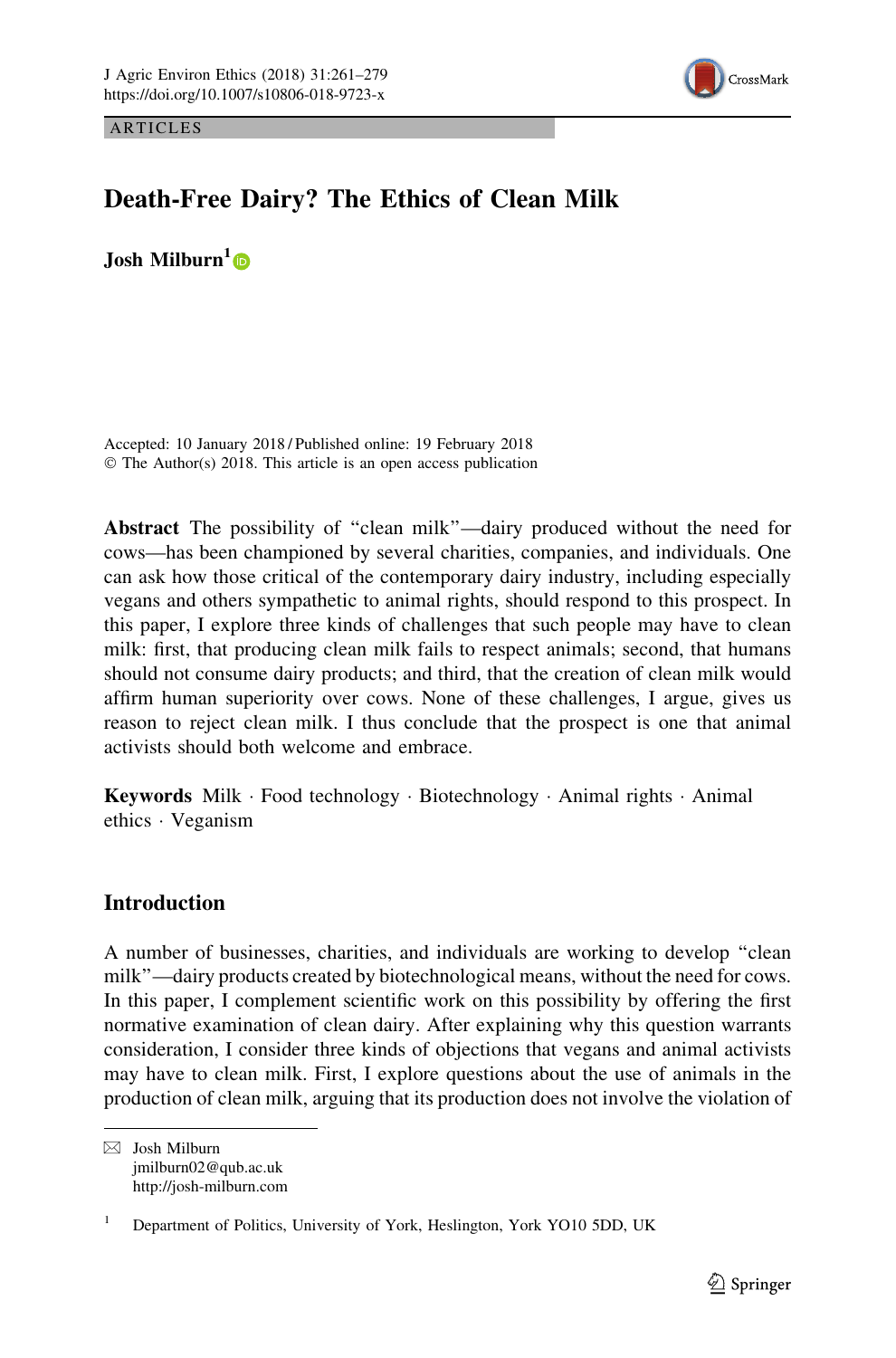ARTICLES

# Death-Free Dairy? The Ethics of Clean Milk

**Josh Milburn**[1]

Accepted: 10 January 2018 / Published online: 19 February 2018
© The Author(s) 2018. This article is an open access publication

**Abstract** The possibility of "clean milk"—dairy produced without the need for cows—has been championed by several charities, companies, and individuals. One can ask how those critical of the contemporary dairy industry, including especially vegans and others sympathetic to animal rights, should respond to this prospect. In this paper, I explore three kinds of challenges that such people may have to clean milk: first, that producing clean milk fails to respect animals; second, that humans should not consume dairy products; and third, that the creation of clean milk would affirm human superiority over cows. None of these challenges, I argue, gives us reason to reject clean milk. I thus conclude that the prospect is one that animal activists should both welcome and embrace.

**Keywords** Milk · Food technology · Biotechnology · Animal rights · Animal ethics · Veganism

## Introduction

A number of businesses, charities, and individuals are working to develop "clean milk"—dairy products created by biotechnological means, without the need for cows. In this paper, I complement scientific work on this possibility by offering the first normative examination of clean dairy. After explaining why this question warrants consideration, I consider three kinds of objections that vegans and animal activists may have to clean milk. First, I explore questions about the use of animals in the production of clean milk, arguing that its production does not involve the violation of

✉ Josh Milburn
jmilburn02@qub.ac.uk
http://josh-milburn.com

[1] Department of Politics, University of York, Heslington, York YO10 5DD, UK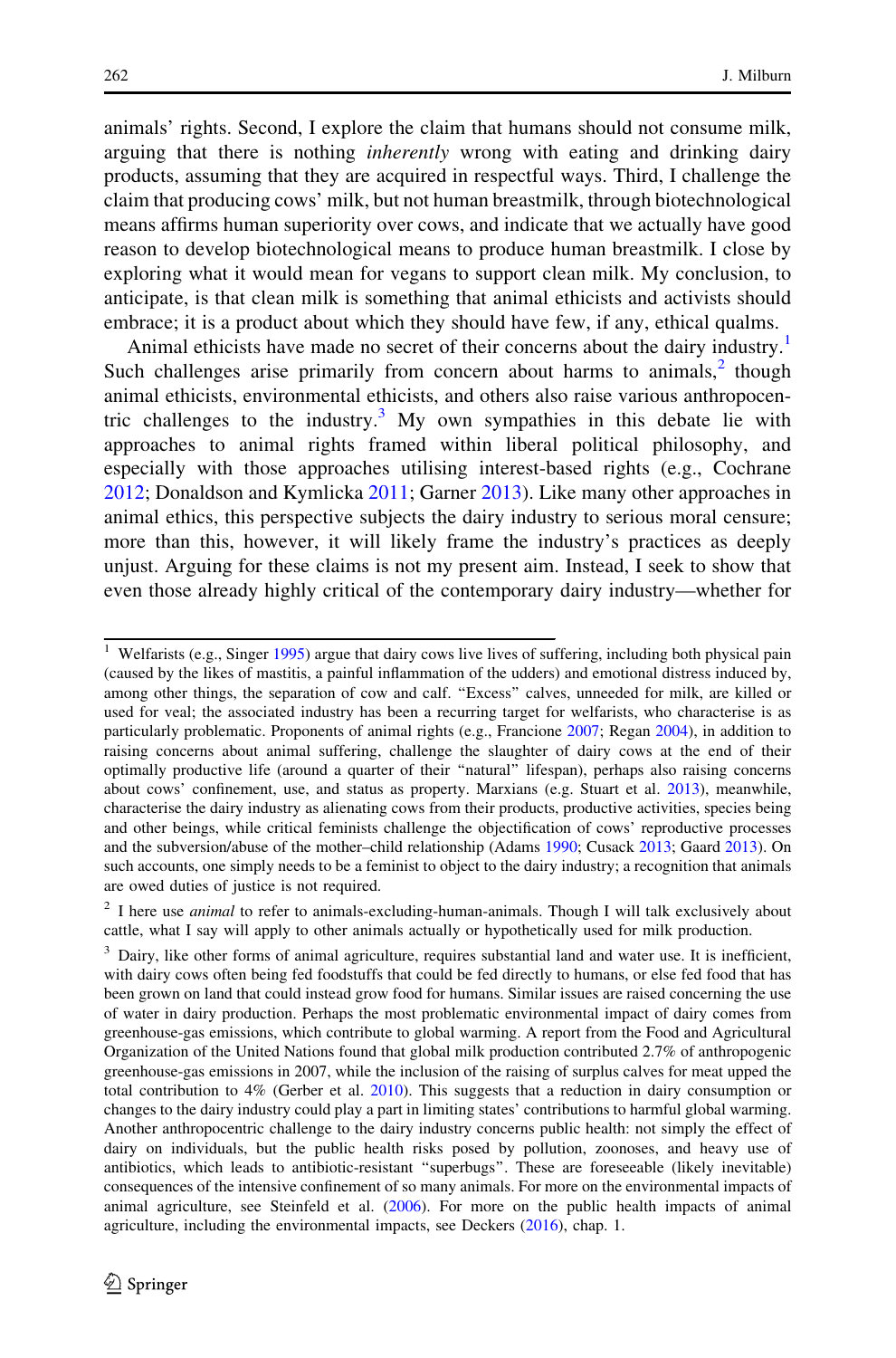animals' rights. Second, I explore the claim that humans should not consume milk, arguing that there is nothing *inherently* wrong with eating and drinking dairy products, assuming that they are acquired in respectful ways. Third, I challenge the claim that producing cows' milk, but not human breastmilk, through biotechnological means affirms human superiority over cows, and indicate that we actually have good reason to develop biotechnological means to produce human breastmilk. I close by exploring what it would mean for vegans to support clean milk. My conclusion, to anticipate, is that clean milk is something that animal ethicists and activists should embrace; it is a product about which they should have few, if any, ethical qualms.

Animal ethicists have made no secret of their concerns about the dairy industry.[1] Such challenges arise primarily from concern about harms to animals,[2] though animal ethicists, environmental ethicists, and others also raise various anthropocentric challenges to the industry.[3] My own sympathies in this debate lie with approaches to animal rights framed within liberal political philosophy, and especially with those approaches utilising interest-based rights (e.g., Cochrane 2012; Donaldson and Kymlicka 2011; Garner 2013). Like many other approaches in animal ethics, this perspective subjects the dairy industry to serious moral censure; more than this, however, it will likely frame the industry's practices as deeply unjust. Arguing for these claims is not my present aim. Instead, I seek to show that even those already highly critical of the contemporary dairy industry—whether for

---

[1] Welfarists (e.g., Singer 1995) argue that dairy cows live lives of suffering, including both physical pain (caused by the likes of mastitis, a painful inflammation of the udders) and emotional distress induced by, among other things, the separation of cow and calf. "Excess" calves, unneeded for milk, are killed or used for veal; the associated industry has been a recurring target for welfarists, who characterise is as particularly problematic. Proponents of animal rights (e.g., Francione 2007; Regan 2004), in addition to raising concerns about animal suffering, challenge the slaughter of dairy cows at the end of their optimally productive life (around a quarter of their "natural" lifespan), perhaps also raising concerns about cows' confinement, use, and status as property. Marxians (e.g. Stuart et al. 2013), meanwhile, characterise the dairy industry as alienating cows from their products, productive activities, species being and other beings, while critical feminists challenge the objectification of cows' reproductive processes and the subversion/abuse of the mother–child relationship (Adams 1990; Cusack 2013; Gaard 2013). On such accounts, one simply needs to be a feminist to object to the dairy industry; a recognition that animals are owed duties of justice is not required.

[2] I here use *animal* to refer to animals-excluding-human-animals. Though I will talk exclusively about cattle, what I say will apply to other animals actually or hypothetically used for milk production.

[3] Dairy, like other forms of animal agriculture, requires substantial land and water use. It is inefficient, with dairy cows often being fed foodstuffs that could be fed directly to humans, or else fed food that has been grown on land that could instead grow food for humans. Similar issues are raised concerning the use of water in dairy production. Perhaps the most problematic environmental impact of dairy comes from greenhouse-gas emissions, which contribute to global warming. A report from the Food and Agricultural Organization of the United Nations found that global milk production contributed 2.7% of anthropogenic greenhouse-gas emissions in 2007, while the inclusion of the raising of surplus calves for meat upped the total contribution to 4% (Gerber et al. 2010). This suggests that a reduction in dairy consumption or changes to the dairy industry could play a part in limiting states' contributions to harmful global warming. Another anthropocentric challenge to the dairy industry concerns public health: not simply the effect of dairy on individuals, but the public health risks posed by pollution, zoonoses, and heavy use of antibiotics, which leads to antibiotic-resistant "superbugs". These are foreseeable (likely inevitable) consequences of the intensive confinement of so many animals. For more on the environmental impacts of animal agriculture, see Steinfeld et al. (2006). For more on the public health impacts of animal agriculture, including the environmental impacts, see Deckers (2016), chap. 1.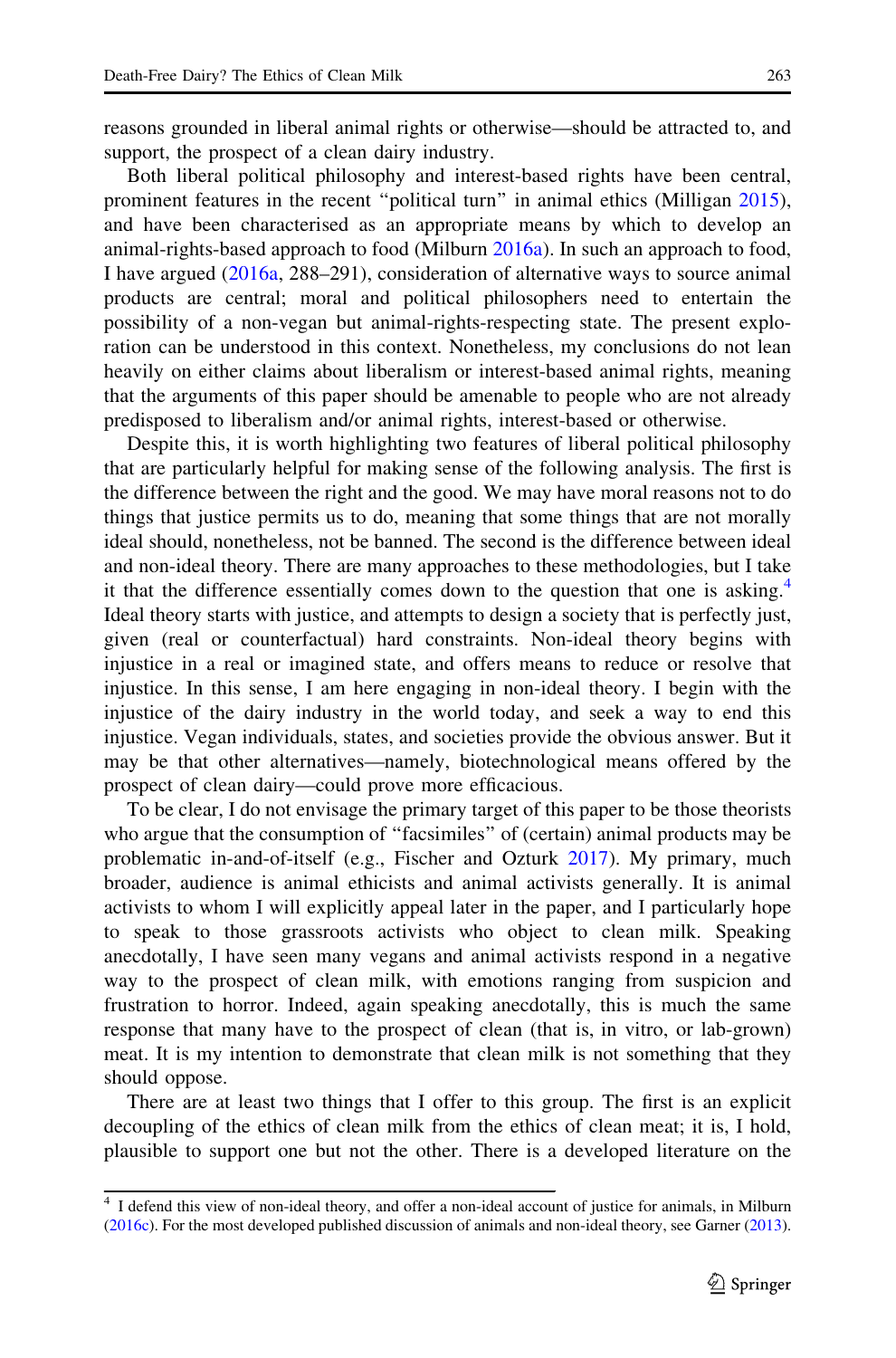reasons grounded in liberal animal rights or otherwise—should be attracted to, and support, the prospect of a clean dairy industry.

Both liberal political philosophy and interest-based rights have been central, prominent features in the recent "political turn" in animal ethics (Milligan 2015), and have been characterised as an appropriate means by which to develop an animal-rights-based approach to food (Milburn 2016a). In such an approach to food, I have argued (2016a, 288–291), consideration of alternative ways to source animal products are central; moral and political philosophers need to entertain the possibility of a non-vegan but animal-rights-respecting state. The present exploration can be understood in this context. Nonetheless, my conclusions do not lean heavily on either claims about liberalism or interest-based animal rights, meaning that the arguments of this paper should be amenable to people who are not already predisposed to liberalism and/or animal rights, interest-based or otherwise.

Despite this, it is worth highlighting two features of liberal political philosophy that are particularly helpful for making sense of the following analysis. The first is the difference between the right and the good. We may have moral reasons not to do things that justice permits us to do, meaning that some things that are not morally ideal should, nonetheless, not be banned. The second is the difference between ideal and non-ideal theory. There are many approaches to these methodologies, but I take it that the difference essentially comes down to the question that one is asking.[4] Ideal theory starts with justice, and attempts to design a society that is perfectly just, given (real or counterfactual) hard constraints. Non-ideal theory begins with injustice in a real or imagined state, and offers means to reduce or resolve that injustice. In this sense, I am here engaging in non-ideal theory. I begin with the injustice of the dairy industry in the world today, and seek a way to end this injustice. Vegan individuals, states, and societies provide the obvious answer. But it may be that other alternatives—namely, biotechnological means offered by the prospect of clean dairy—could prove more efficacious.

To be clear, I do not envisage the primary target of this paper to be those theorists who argue that the consumption of "facsimiles" of (certain) animal products may be problematic in-and-of-itself (e.g., Fischer and Ozturk 2017). My primary, much broader, audience is animal ethicists and animal activists generally. It is animal activists to whom I will explicitly appeal later in the paper, and I particularly hope to speak to those grassroots activists who object to clean milk. Speaking anecdotally, I have seen many vegans and animal activists respond in a negative way to the prospect of clean milk, with emotions ranging from suspicion and frustration to horror. Indeed, again speaking anecdotally, this is much the same response that many have to the prospect of clean (that is, in vitro, or lab-grown) meat. It is my intention to demonstrate that clean milk is not something that they should oppose.

There are at least two things that I offer to this group. The first is an explicit decoupling of the ethics of clean milk from the ethics of clean meat; it is, I hold, plausible to support one but not the other. There is a developed literature on the

---

[4] I defend this view of non-ideal theory, and offer a non-ideal account of justice for animals, in Milburn (2016c). For the most developed published discussion of animals and non-ideal theory, see Garner (2013).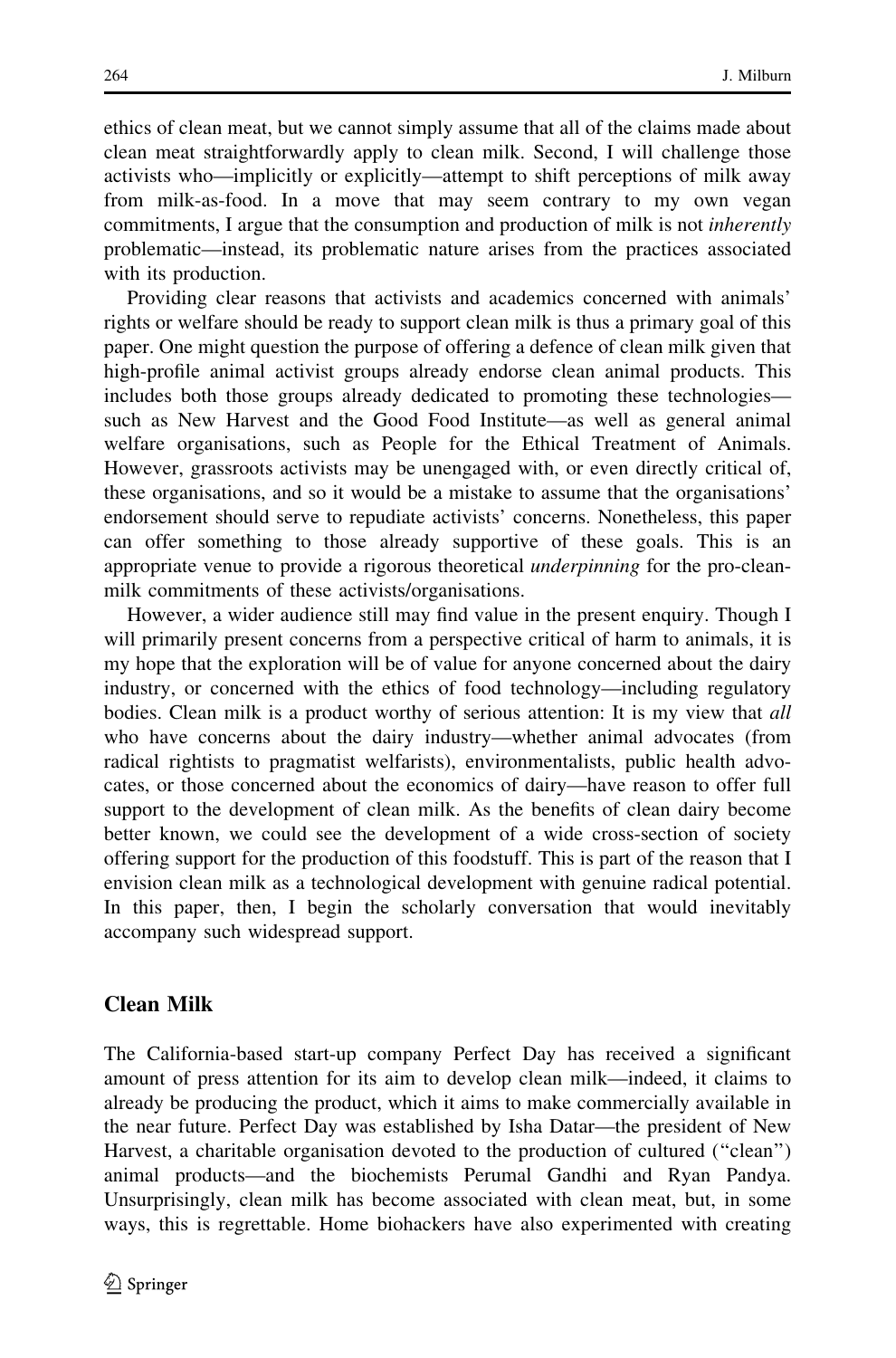ethics of clean meat, but we cannot simply assume that all of the claims made about clean meat straightforwardly apply to clean milk. Second, I will challenge those activists who—implicitly or explicitly—attempt to shift perceptions of milk away from milk-as-food. In a move that may seem contrary to my own vegan commitments, I argue that the consumption and production of milk is not *inherently* problematic—instead, its problematic nature arises from the practices associated with its production.

Providing clear reasons that activists and academics concerned with animals' rights or welfare should be ready to support clean milk is thus a primary goal of this paper. One might question the purpose of offering a defence of clean milk given that high-profile animal activist groups already endorse clean animal products. This includes both those groups already dedicated to promoting these technologies—such as New Harvest and the Good Food Institute—as well as general animal welfare organisations, such as People for the Ethical Treatment of Animals. However, grassroots activists may be unengaged with, or even directly critical of, these organisations, and so it would be a mistake to assume that the organisations' endorsement should serve to repudiate activists' concerns. Nonetheless, this paper can offer something to those already supportive of these goals. This is an appropriate venue to provide a rigorous theoretical *underpinning* for the pro-clean-milk commitments of these activists/organisations.

However, a wider audience still may find value in the present enquiry. Though I will primarily present concerns from a perspective critical of harm to animals, it is my hope that the exploration will be of value for anyone concerned about the dairy industry, or concerned with the ethics of food technology—including regulatory bodies. Clean milk is a product worthy of serious attention: It is my view that *all* who have concerns about the dairy industry—whether animal advocates (from radical rightists to pragmatist welfarists), environmentalists, public health advocates, or those concerned about the economics of dairy—have reason to offer full support to the development of clean milk. As the benefits of clean dairy become better known, we could see the development of a wide cross-section of society offering support for the production of this foodstuff. This is part of the reason that I envision clean milk as a technological development with genuine radical potential. In this paper, then, I begin the scholarly conversation that would inevitably accompany such widespread support.

## Clean Milk

The California-based start-up company Perfect Day has received a significant amount of press attention for its aim to develop clean milk—indeed, it claims to already be producing the product, which it aims to make commercially available in the near future. Perfect Day was established by Isha Datar—the president of New Harvest, a charitable organisation devoted to the production of cultured ("clean") animal products—and the biochemists Perumal Gandhi and Ryan Pandya. Unsurprisingly, clean milk has become associated with clean meat, but, in some ways, this is regrettable. Home biohackers have also experimented with creating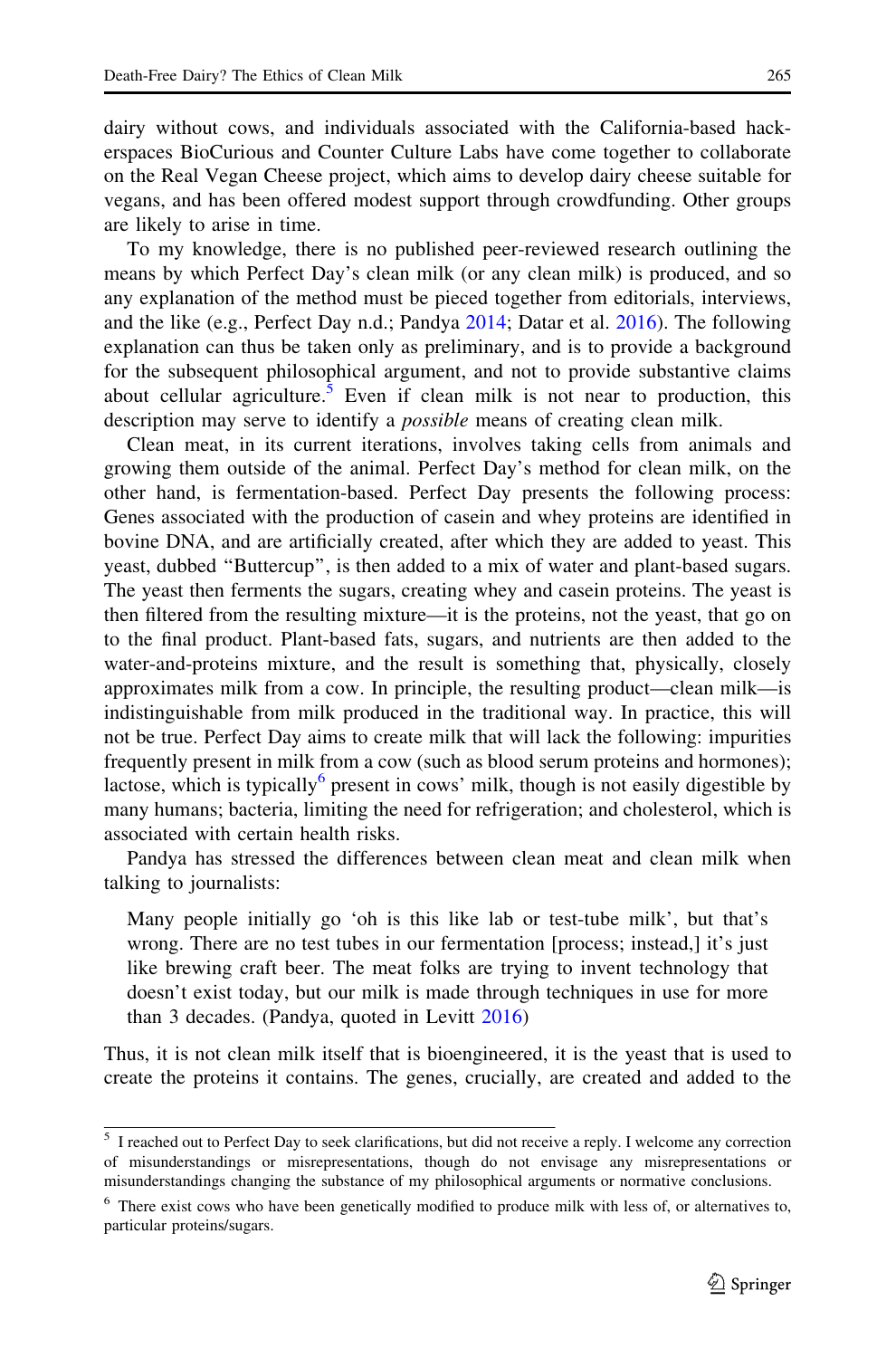dairy without cows, and individuals associated with the California-based hackerspaces BioCurious and Counter Culture Labs have come together to collaborate on the Real Vegan Cheese project, which aims to develop dairy cheese suitable for vegans, and has been offered modest support through crowdfunding. Other groups are likely to arise in time.

To my knowledge, there is no published peer-reviewed research outlining the means by which Perfect Day's clean milk (or any clean milk) is produced, and so any explanation of the method must be pieced together from editorials, interviews, and the like (e.g., Perfect Day n.d.; Pandya 2014; Datar et al. 2016). The following explanation can thus be taken only as preliminary, and is to provide a background for the subsequent philosophical argument, and not to provide substantive claims about cellular agriculture.[5] Even if clean milk is not near to production, this description may serve to identify a *possible* means of creating clean milk.

Clean meat, in its current iterations, involves taking cells from animals and growing them outside of the animal. Perfect Day's method for clean milk, on the other hand, is fermentation-based. Perfect Day presents the following process: Genes associated with the production of casein and whey proteins are identified in bovine DNA, and are artificially created, after which they are added to yeast. This yeast, dubbed "Buttercup", is then added to a mix of water and plant-based sugars. The yeast then ferments the sugars, creating whey and casein proteins. The yeast is then filtered from the resulting mixture—it is the proteins, not the yeast, that go on to the final product. Plant-based fats, sugars, and nutrients are then added to the water-and-proteins mixture, and the result is something that, physically, closely approximates milk from a cow. In principle, the resulting product—clean milk—is indistinguishable from milk produced in the traditional way. In practice, this will not be true. Perfect Day aims to create milk that will lack the following: impurities frequently present in milk from a cow (such as blood serum proteins and hormones); lactose, which is typically[6] present in cows' milk, though is not easily digestible by many humans; bacteria, limiting the need for refrigeration; and cholesterol, which is associated with certain health risks.

Pandya has stressed the differences between clean meat and clean milk when talking to journalists:

> Many people initially go 'oh is this like lab or test-tube milk', but that's wrong. There are no test tubes in our fermentation [process; instead,] it's just like brewing craft beer. The meat folks are trying to invent technology that doesn't exist today, but our milk is made through techniques in use for more than 3 decades. (Pandya, quoted in Levitt 2016)

Thus, it is not clean milk itself that is bioengineered, it is the yeast that is used to create the proteins it contains. The genes, crucially, are created and added to the

[5] I reached out to Perfect Day to seek clarifications, but did not receive a reply. I welcome any correction of misunderstandings or misrepresentations, though do not envisage any misrepresentations or misunderstandings changing the substance of my philosophical arguments or normative conclusions.

[6] There exist cows who have been genetically modified to produce milk with less of, or alternatives to, particular proteins/sugars.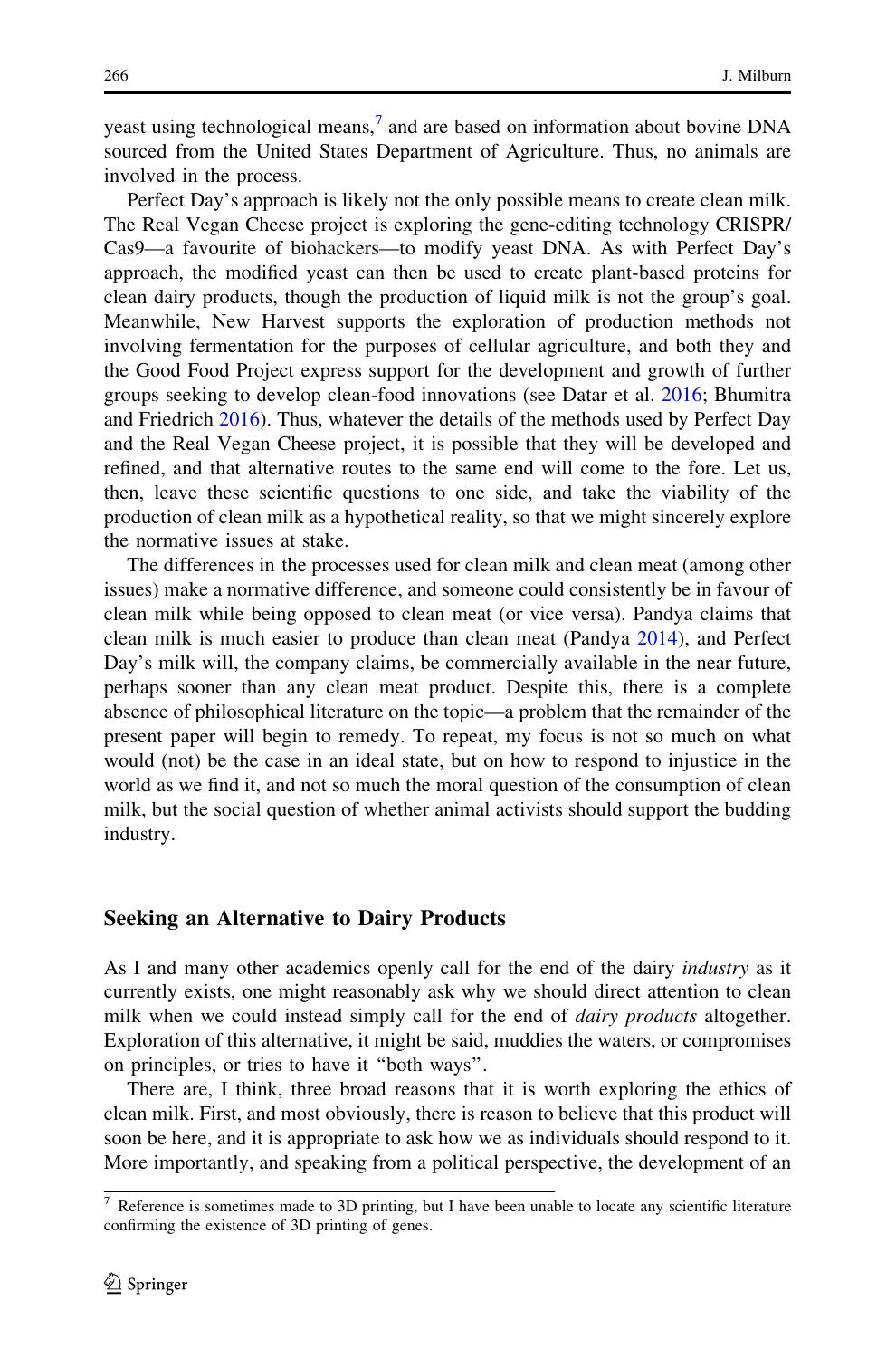yeast using technological means,[7] and are based on information about bovine DNA sourced from the United States Department of Agriculture. Thus, no animals are involved in the process.

Perfect Day's approach is likely not the only possible means to create clean milk. The Real Vegan Cheese project is exploring the gene-editing technology CRISPR/Cas9—a favourite of biohackers—to modify yeast DNA. As with Perfect Day's approach, the modified yeast can then be used to create plant-based proteins for clean dairy products, though the production of liquid milk is not the group's goal. Meanwhile, New Harvest supports the exploration of production methods not involving fermentation for the purposes of cellular agriculture, and both they and the Good Food Project express support for the development and growth of further groups seeking to develop clean-food innovations (see Datar et al. 2016; Bhumitra and Friedrich 2016). Thus, whatever the details of the methods used by Perfect Day and the Real Vegan Cheese project, it is possible that they will be developed and refined, and that alternative routes to the same end will come to the fore. Let us, then, leave these scientific questions to one side, and take the viability of the production of clean milk as a hypothetical reality, so that we might sincerely explore the normative issues at stake.

The differences in the processes used for clean milk and clean meat (among other issues) make a normative difference, and someone could consistently be in favour of clean milk while being opposed to clean meat (or vice versa). Pandya claims that clean milk is much easier to produce than clean meat (Pandya 2014), and Perfect Day's milk will, the company claims, be commercially available in the near future, perhaps sooner than any clean meat product. Despite this, there is a complete absence of philosophical literature on the topic—a problem that the remainder of the present paper will begin to remedy. To repeat, my focus is not so much on what would (not) be the case in an ideal state, but on how to respond to injustice in the world as we find it, and not so much the moral question of the consumption of clean milk, but the social question of whether animal activists should support the budding industry.

## Seeking an Alternative to Dairy Products

As I and many other academics openly call for the end of the dairy *industry* as it currently exists, one might reasonably ask why we should direct attention to clean milk when we could instead simply call for the end of *dairy products* altogether. Exploration of this alternative, it might be said, muddies the waters, or compromises on principles, or tries to have it "both ways".

There are, I think, three broad reasons that it is worth exploring the ethics of clean milk. First, and most obviously, there is reason to believe that this product will soon be here, and it is appropriate to ask how we as individuals should respond to it. More importantly, and speaking from a political perspective, the development of an

[7] Reference is sometimes made to 3D printing, but I have been unable to locate any scientific literature confirming the existence of 3D printing of genes.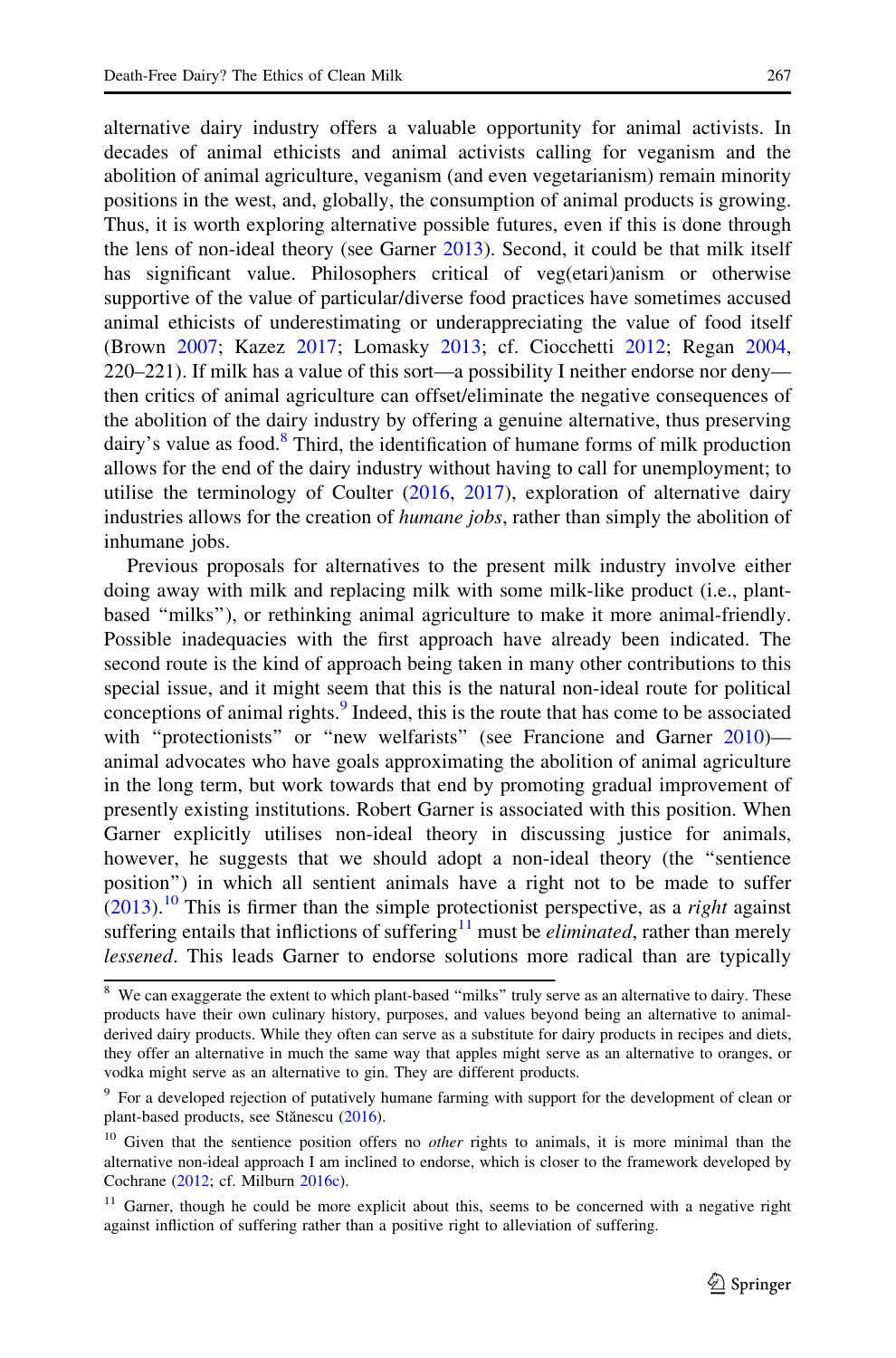alternative dairy industry offers a valuable opportunity for animal activists. In decades of animal ethicists and animal activists calling for veganism and the abolition of animal agriculture, veganism (and even vegetarianism) remain minority positions in the west, and, globally, the consumption of animal products is growing. Thus, it is worth exploring alternative possible futures, even if this is done through the lens of non-ideal theory (see Garner 2013). Second, it could be that milk itself has significant value. Philosophers critical of veg(etari)anism or otherwise supportive of the value of particular/diverse food practices have sometimes accused animal ethicists of underestimating or underappreciating the value of food itself (Brown 2007; Kazez 2017; Lomasky 2013; cf. Ciocchetti 2012; Regan 2004, 220–221). If milk has a value of this sort—a possibility I neither endorse nor deny—then critics of animal agriculture can offset/eliminate the negative consequences of the abolition of the dairy industry by offering a genuine alternative, thus preserving dairy's value as food.[8] Third, the identification of humane forms of milk production allows for the end of the dairy industry without having to call for unemployment; to utilise the terminology of Coulter (2016, 2017), exploration of alternative dairy industries allows for the creation of *humane jobs*, rather than simply the abolition of inhumane jobs.

Previous proposals for alternatives to the present milk industry involve either doing away with milk and replacing milk with some milk-like product (i.e., plant-based "milks"), or rethinking animal agriculture to make it more animal-friendly. Possible inadequacies with the first approach have already been indicated. The second route is the kind of approach being taken in many other contributions to this special issue, and it might seem that this is the natural non-ideal route for political conceptions of animal rights.[9] Indeed, this is the route that has come to be associated with "protectionists" or "new welfarists" (see Francione and Garner 2010)—animal advocates who have goals approximating the abolition of animal agriculture in the long term, but work towards that end by promoting gradual improvement of presently existing institutions. Robert Garner is associated with this position. When Garner explicitly utilises non-ideal theory in discussing justice for animals, however, he suggests that we should adopt a non-ideal theory (the "sentience position") in which all sentient animals have a right not to be made to suffer (2013).[10] This is firmer than the simple protectionist perspective, as a *right* against suffering entails that inflictions of suffering[11] must be *eliminated*, rather than merely *lessened*. This leads Garner to endorse solutions more radical than are typically

---

[8] We can exaggerate the extent to which plant-based "milks" truly serve as an alternative to dairy. These products have their own culinary history, purposes, and values beyond being an alternative to animal-derived dairy products. While they often can serve as a substitute for dairy products in recipes and diets, they offer an alternative in much the same way that apples might serve as an alternative to oranges, or vodka might serve as an alternative to gin. They are different products.

[9] For a developed rejection of putatively humane farming with support for the development of clean or plant-based products, see Stănescu (2016).

[10] Given that the sentience position offers no *other* rights to animals, it is more minimal than the alternative non-ideal approach I am inclined to endorse, which is closer to the framework developed by Cochrane (2012; cf. Milburn 2016c).

[11] Garner, though he could be more explicit about this, seems to be concerned with a negative right against infliction of suffering rather than a positive right to alleviation of suffering.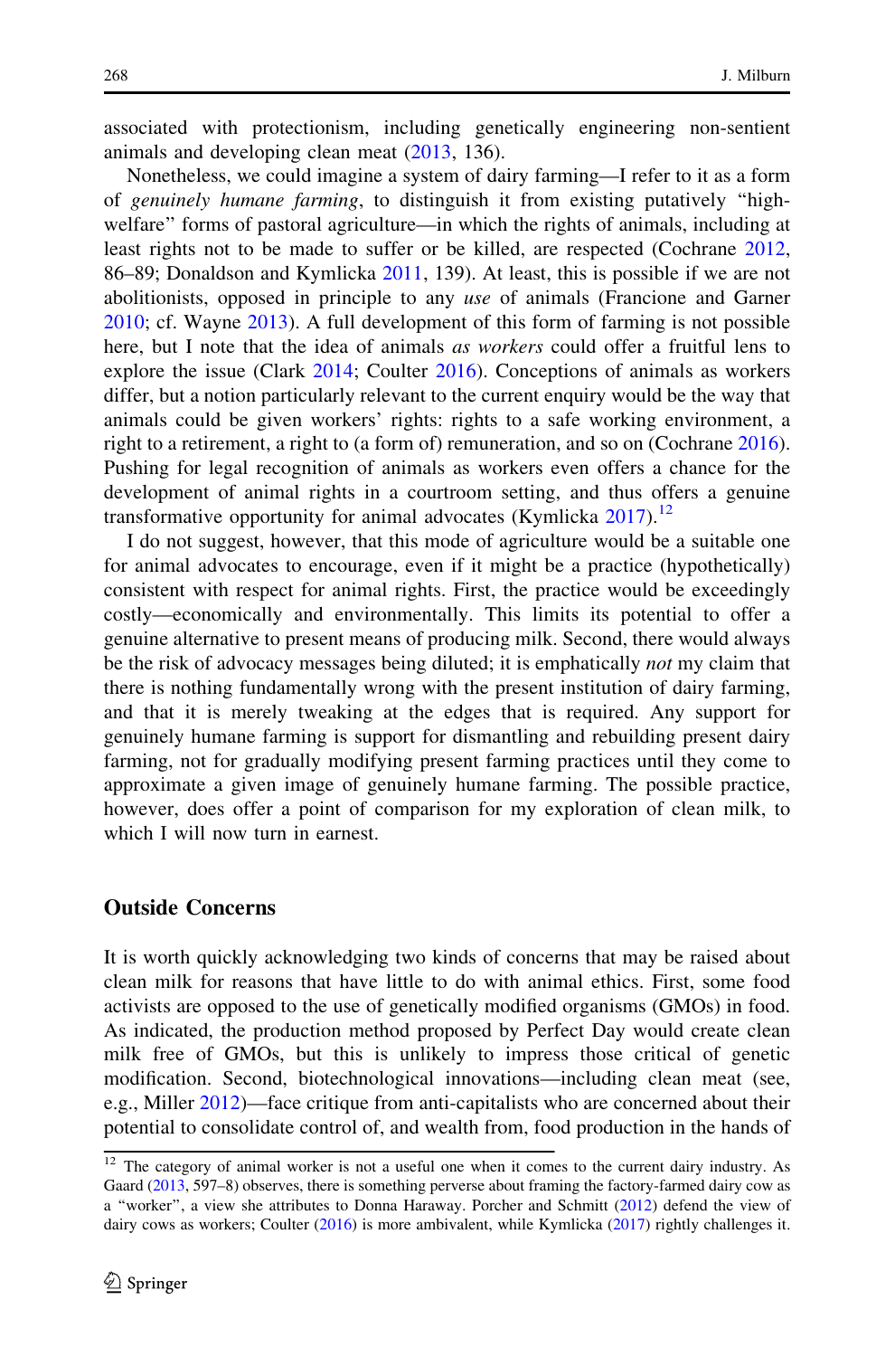associated with protectionism, including genetically engineering non-sentient animals and developing clean meat (2013, 136).

Nonetheless, we could imagine a system of dairy farming—I refer to it as a form of *genuinely humane farming*, to distinguish it from existing putatively "high-welfare" forms of pastoral agriculture—in which the rights of animals, including at least rights not to be made to suffer or be killed, are respected (Cochrane 2012, 86–89; Donaldson and Kymlicka 2011, 139). At least, this is possible if we are not abolitionists, opposed in principle to any *use* of animals (Francione and Garner 2010; cf. Wayne 2013). A full development of this form of farming is not possible here, but I note that the idea of animals *as workers* could offer a fruitful lens to explore the issue (Clark 2014; Coulter 2016). Conceptions of animals as workers differ, but a notion particularly relevant to the current enquiry would be the way that animals could be given workers' rights: rights to a safe working environment, a right to a retirement, a right to (a form of) remuneration, and so on (Cochrane 2016). Pushing for legal recognition of animals as workers even offers a chance for the development of animal rights in a courtroom setting, and thus offers a genuine transformative opportunity for animal advocates (Kymlicka 2017).[12]

I do not suggest, however, that this mode of agriculture would be a suitable one for animal advocates to encourage, even if it might be a practice (hypothetically) consistent with respect for animal rights. First, the practice would be exceedingly costly—economically and environmentally. This limits its potential to offer a genuine alternative to present means of producing milk. Second, there would always be the risk of advocacy messages being diluted; it is emphatically *not* my claim that there is nothing fundamentally wrong with the present institution of dairy farming, and that it is merely tweaking at the edges that is required. Any support for genuinely humane farming is support for dismantling and rebuilding present dairy farming, not for gradually modifying present farming practices until they come to approximate a given image of genuinely humane farming. The possible practice, however, does offer a point of comparison for my exploration of clean milk, to which I will now turn in earnest.

## Outside Concerns

It is worth quickly acknowledging two kinds of concerns that may be raised about clean milk for reasons that have little to do with animal ethics. First, some food activists are opposed to the use of genetically modified organisms (GMOs) in food. As indicated, the production method proposed by Perfect Day would create clean milk free of GMOs, but this is unlikely to impress those critical of genetic modification. Second, biotechnological innovations—including clean meat (see, e.g., Miller 2012)—face critique from anti-capitalists who are concerned about their potential to consolidate control of, and wealth from, food production in the hands of

---

[12] The category of animal worker is not a useful one when it comes to the current dairy industry. As Gaard (2013, 597–8) observes, there is something perverse about framing the factory-farmed dairy cow as a "worker", a view she attributes to Donna Haraway. Porcher and Schmitt (2012) defend the view of dairy cows as workers; Coulter (2016) is more ambivalent, while Kymlicka (2017) rightly challenges it.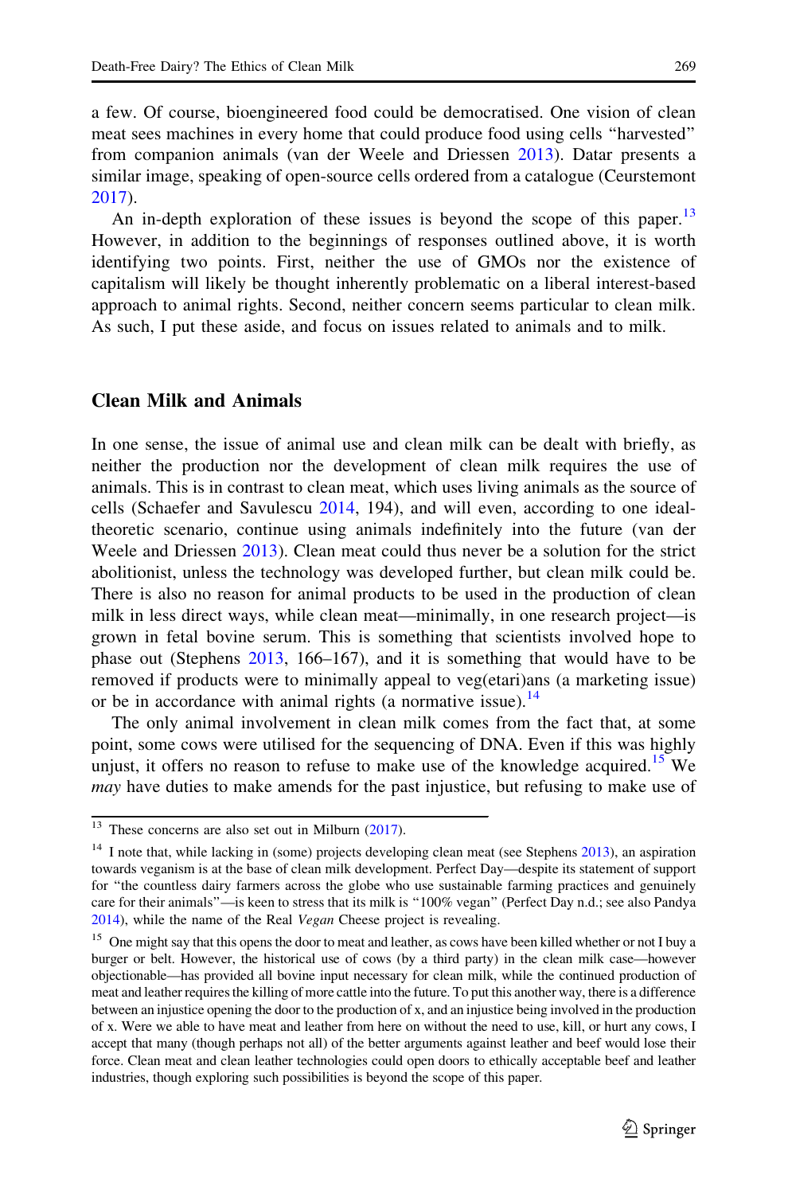a few. Of course, bioengineered food could be democratised. One vision of clean meat sees machines in every home that could produce food using cells "harvested" from companion animals (van der Weele and Driessen 2013). Datar presents a similar image, speaking of open-source cells ordered from a catalogue (Ceurstemont 2017).

An in-depth exploration of these issues is beyond the scope of this paper.[13] However, in addition to the beginnings of responses outlined above, it is worth identifying two points. First, neither the use of GMOs nor the existence of capitalism will likely be thought inherently problematic on a liberal interest-based approach to animal rights. Second, neither concern seems particular to clean milk. As such, I put these aside, and focus on issues related to animals and to milk.

## Clean Milk and Animals

In one sense, the issue of animal use and clean milk can be dealt with briefly, as neither the production nor the development of clean milk requires the use of animals. This is in contrast to clean meat, which uses living animals as the source of cells (Schaefer and Savulescu 2014, 194), and will even, according to one ideal-theoretic scenario, continue using animals indefinitely into the future (van der Weele and Driessen 2013). Clean meat could thus never be a solution for the strict abolitionist, unless the technology was developed further, but clean milk could be. There is also no reason for animal products to be used in the production of clean milk in less direct ways, while clean meat—minimally, in one research project—is grown in fetal bovine serum. This is something that scientists involved hope to phase out (Stephens 2013, 166–167), and it is something that would have to be removed if products were to minimally appeal to veg(etari)ans (a marketing issue) or be in accordance with animal rights (a normative issue).[14]

The only animal involvement in clean milk comes from the fact that, at some point, some cows were utilised for the sequencing of DNA. Even if this was highly unjust, it offers no reason to refuse to make use of the knowledge acquired.[15] We *may* have duties to make amends for the past injustice, but refusing to make use of

---

[13] These concerns are also set out in Milburn (2017).

[14] I note that, while lacking in (some) projects developing clean meat (see Stephens 2013), an aspiration towards veganism is at the base of clean milk development. Perfect Day—despite its statement of support for "the countless dairy farmers across the globe who use sustainable farming practices and genuinely care for their animals"—is keen to stress that its milk is "100% vegan" (Perfect Day n.d.; see also Pandya 2014), while the name of the Real *Vegan* Cheese project is revealing.

[15] One might say that this opens the door to meat and leather, as cows have been killed whether or not I buy a burger or belt. However, the historical use of cows (by a third party) in the clean milk case—however objectionable—has provided all bovine input necessary for clean milk, while the continued production of meat and leather requires the killing of more cattle into the future. To put this another way, there is a difference between an injustice opening the door to the production of x, and an injustice being involved in the production of x. Were we able to have meat and leather from here on without the need to use, kill, or hurt any cows, I accept that many (though perhaps not all) of the better arguments against leather and beef would lose their force. Clean meat and clean leather technologies could open doors to ethically acceptable beef and leather industries, though exploring such possibilities is beyond the scope of this paper.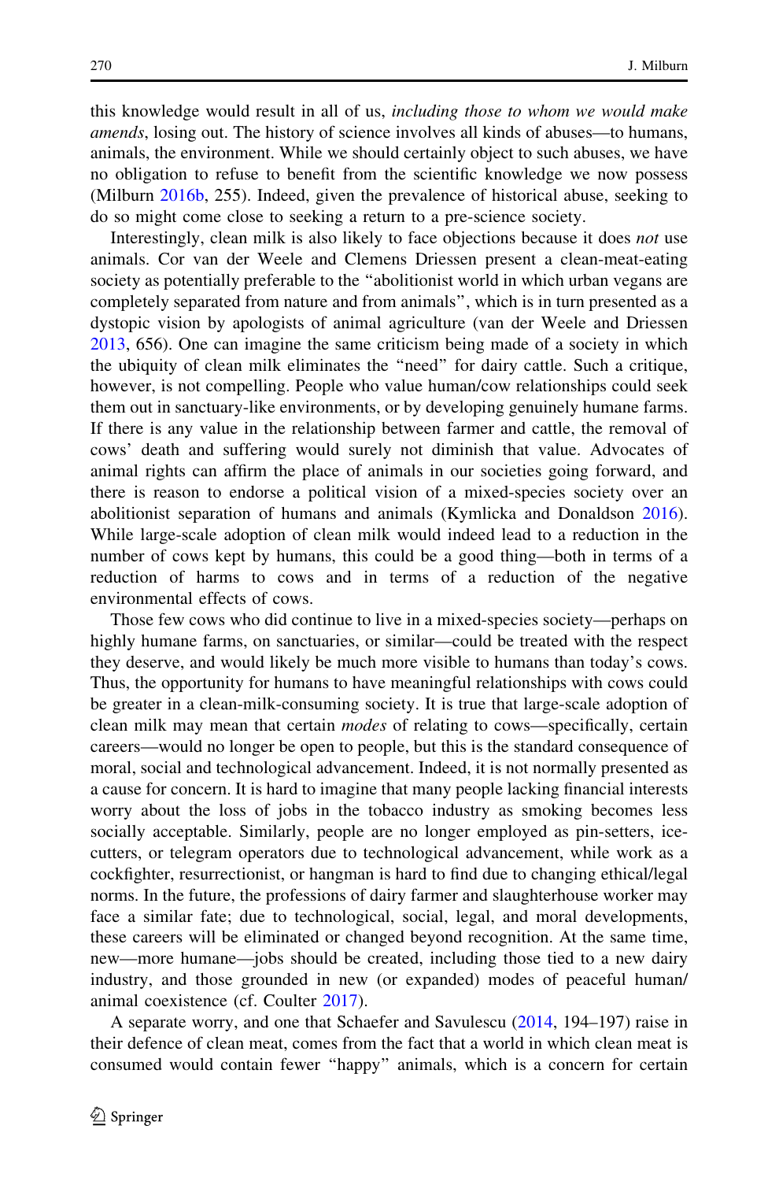this knowledge would result in all of us, *including those to whom we would make amends*, losing out. The history of science involves all kinds of abuses—to humans, animals, the environment. While we should certainly object to such abuses, we have no obligation to refuse to benefit from the scientific knowledge we now possess (Milburn 2016b, 255). Indeed, given the prevalence of historical abuse, seeking to do so might come close to seeking a return to a pre-science society.

Interestingly, clean milk is also likely to face objections because it does *not* use animals. Cor van der Weele and Clemens Driessen present a clean-meat-eating society as potentially preferable to the "abolitionist world in which urban vegans are completely separated from nature and from animals", which is in turn presented as a dystopic vision by apologists of animal agriculture (van der Weele and Driessen 2013, 656). One can imagine the same criticism being made of a society in which the ubiquity of clean milk eliminates the "need" for dairy cattle. Such a critique, however, is not compelling. People who value human/cow relationships could seek them out in sanctuary-like environments, or by developing genuinely humane farms. If there is any value in the relationship between farmer and cattle, the removal of cows' death and suffering would surely not diminish that value. Advocates of animal rights can affirm the place of animals in our societies going forward, and there is reason to endorse a political vision of a mixed-species society over an abolitionist separation of humans and animals (Kymlicka and Donaldson 2016). While large-scale adoption of clean milk would indeed lead to a reduction in the number of cows kept by humans, this could be a good thing—both in terms of a reduction of harms to cows and in terms of a reduction of the negative environmental effects of cows.

Those few cows who did continue to live in a mixed-species society—perhaps on highly humane farms, on sanctuaries, or similar—could be treated with the respect they deserve, and would likely be much more visible to humans than today's cows. Thus, the opportunity for humans to have meaningful relationships with cows could be greater in a clean-milk-consuming society. It is true that large-scale adoption of clean milk may mean that certain *modes* of relating to cows—specifically, certain careers—would no longer be open to people, but this is the standard consequence of moral, social and technological advancement. Indeed, it is not normally presented as a cause for concern. It is hard to imagine that many people lacking financial interests worry about the loss of jobs in the tobacco industry as smoking becomes less socially acceptable. Similarly, people are no longer employed as pin-setters, ice-cutters, or telegram operators due to technological advancement, while work as a cockfighter, resurrectionist, or hangman is hard to find due to changing ethical/legal norms. In the future, the professions of dairy farmer and slaughterhouse worker may face a similar fate; due to technological, social, legal, and moral developments, these careers will be eliminated or changed beyond recognition. At the same time, new—more humane—jobs should be created, including those tied to a new dairy industry, and those grounded in new (or expanded) modes of peaceful human/animal coexistence (cf. Coulter 2017).

A separate worry, and one that Schaefer and Savulescu (2014, 194–197) raise in their defence of clean meat, comes from the fact that a world in which clean meat is consumed would contain fewer "happy" animals, which is a concern for certain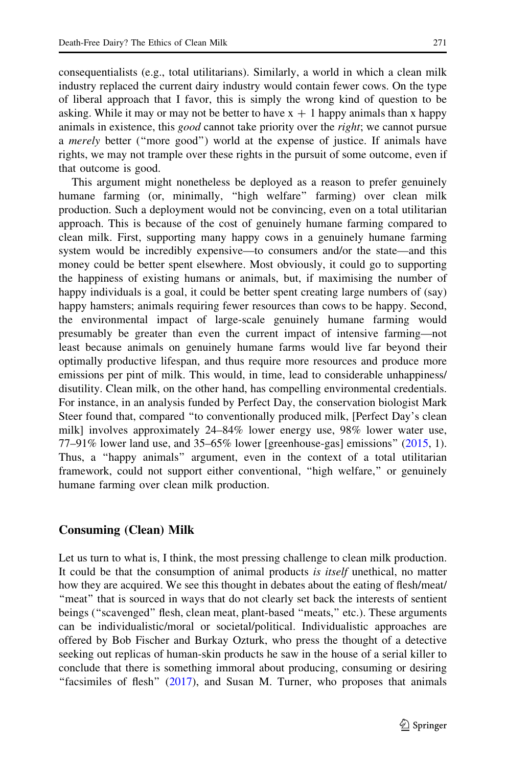consequentialists (e.g., total utilitarians). Similarly, a world in which a clean milk industry replaced the current dairy industry would contain fewer cows. On the type of liberal approach that I favor, this is simply the wrong kind of question to be asking. While it may or may not be better to have x + 1 happy animals than x happy animals in existence, this *good* cannot take priority over the *right*; we cannot pursue a *merely* better ("more good") world at the expense of justice. If animals have rights, we may not trample over these rights in the pursuit of some outcome, even if that outcome is good.

This argument might nonetheless be deployed as a reason to prefer genuinely humane farming (or, minimally, "high welfare" farming) over clean milk production. Such a deployment would not be convincing, even on a total utilitarian approach. This is because of the cost of genuinely humane farming compared to clean milk. First, supporting many happy cows in a genuinely humane farming system would be incredibly expensive—to consumers and/or the state—and this money could be better spent elsewhere. Most obviously, it could go to supporting the happiness of existing humans or animals, but, if maximising the number of happy individuals is a goal, it could be better spent creating large numbers of (say) happy hamsters; animals requiring fewer resources than cows to be happy. Second, the environmental impact of large-scale genuinely humane farming would presumably be greater than even the current impact of intensive farming—not least because animals on genuinely humane farms would live far beyond their optimally productive lifespan, and thus require more resources and produce more emissions per pint of milk. This would, in time, lead to considerable unhappiness/disutility. Clean milk, on the other hand, has compelling environmental credentials. For instance, in an analysis funded by Perfect Day, the conservation biologist Mark Steer found that, compared "to conventionally produced milk, [Perfect Day's clean milk] involves approximately 24–84% lower energy use, 98% lower water use, 77–91% lower land use, and 35–65% lower [greenhouse-gas] emissions" (2015, 1). Thus, a "happy animals" argument, even in the context of a total utilitarian framework, could not support either conventional, "high welfare," or genuinely humane farming over clean milk production.

## Consuming (Clean) Milk

Let us turn to what is, I think, the most pressing challenge to clean milk production. It could be that the consumption of animal products *is itself* unethical, no matter how they are acquired. We see this thought in debates about the eating of flesh/meat/"meat" that is sourced in ways that do not clearly set back the interests of sentient beings ("scavenged" flesh, clean meat, plant-based "meats," etc.). These arguments can be individualistic/moral or societal/political. Individualistic approaches are offered by Bob Fischer and Burkay Ozturk, who press the thought of a detective seeking out replicas of human-skin products he saw in the house of a serial killer to conclude that there is something immoral about producing, consuming or desiring "facsimiles of flesh" (2017), and Susan M. Turner, who proposes that animals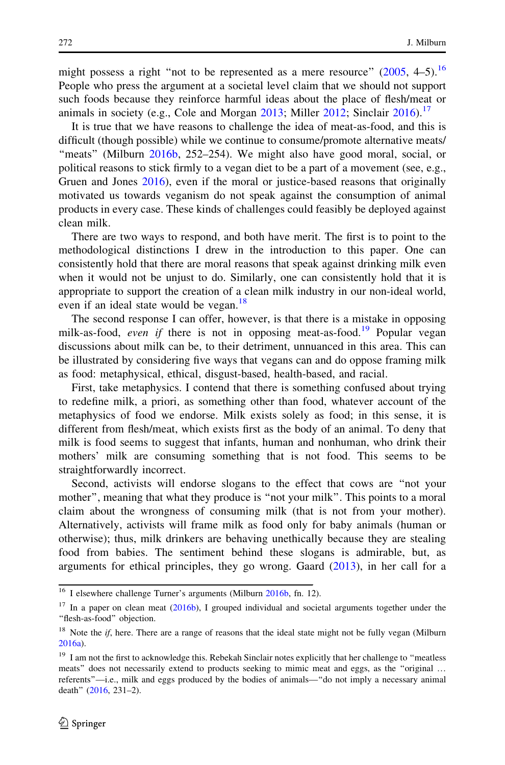might possess a right "not to be represented as a mere resource" (2005, 4–5).[16] People who press the argument at a societal level claim that we should not support such foods because they reinforce harmful ideas about the place of flesh/meat or animals in society (e.g., Cole and Morgan 2013; Miller 2012; Sinclair 2016).[17]

It is true that we have reasons to challenge the idea of meat-as-food, and this is difficult (though possible) while we continue to consume/promote alternative meats/ "meats" (Milburn 2016b, 252–254). We might also have good moral, social, or political reasons to stick firmly to a vegan diet to be a part of a movement (see, e.g., Gruen and Jones 2016), even if the moral or justice-based reasons that originally motivated us towards veganism do not speak against the consumption of animal products in every case. These kinds of challenges could feasibly be deployed against clean milk.

There are two ways to respond, and both have merit. The first is to point to the methodological distinctions I drew in the introduction to this paper. One can consistently hold that there are moral reasons that speak against drinking milk even when it would not be unjust to do. Similarly, one can consistently hold that it is appropriate to support the creation of a clean milk industry in our non-ideal world, even if an ideal state would be vegan.[18]

The second response I can offer, however, is that there is a mistake in opposing milk-as-food, *even if* there is not in opposing meat-as-food.[19] Popular vegan discussions about milk can be, to their detriment, unnuanced in this area. This can be illustrated by considering five ways that vegans can and do oppose framing milk as food: metaphysical, ethical, disgust-based, health-based, and racial.

First, take metaphysics. I contend that there is something confused about trying to redefine milk, a priori, as something other than food, whatever account of the metaphysics of food we endorse. Milk exists solely as food; in this sense, it is different from flesh/meat, which exists first as the body of an animal. To deny that milk is food seems to suggest that infants, human and nonhuman, who drink their mothers' milk are consuming something that is not food. This seems to be straightforwardly incorrect.

Second, activists will endorse slogans to the effect that cows are "not your mother", meaning that what they produce is "not your milk". This points to a moral claim about the wrongness of consuming milk (that is not from your mother). Alternatively, activists will frame milk as food only for baby animals (human or otherwise); thus, milk drinkers are behaving unethically because they are stealing food from babies. The sentiment behind these slogans is admirable, but, as arguments for ethical principles, they go wrong. Gaard (2013), in her call for a

---

[16] I elsewhere challenge Turner's arguments (Milburn 2016b, fn. 12).

[17] In a paper on clean meat (2016b), I grouped individual and societal arguments together under the "flesh-as-food" objection.

[18] Note the *if*, here. There are a range of reasons that the ideal state might not be fully vegan (Milburn 2016a).

[19] I am not the first to acknowledge this. Rebekah Sinclair notes explicitly that her challenge to "meatless meats" does not necessarily extend to products seeking to mimic meat and eggs, as the "original … referents"—i.e., milk and eggs produced by the bodies of animals—"do not imply a necessary animal death" (2016, 231–2).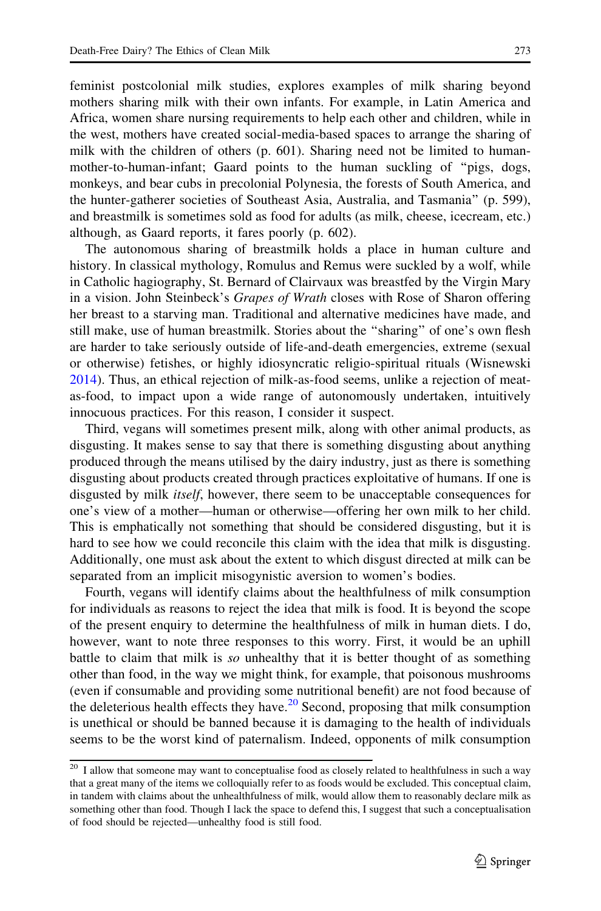feminist postcolonial milk studies, explores examples of milk sharing beyond mothers sharing milk with their own infants. For example, in Latin America and Africa, women share nursing requirements to help each other and children, while in the west, mothers have created social-media-based spaces to arrange the sharing of milk with the children of others (p. 601). Sharing need not be limited to human-mother-to-human-infant; Gaard points to the human suckling of "pigs, dogs, monkeys, and bear cubs in precolonial Polynesia, the forests of South America, and the hunter-gatherer societies of Southeast Asia, Australia, and Tasmania" (p. 599), and breastmilk is sometimes sold as food for adults (as milk, cheese, icecream, etc.) although, as Gaard reports, it fares poorly (p. 602).

The autonomous sharing of breastmilk holds a place in human culture and history. In classical mythology, Romulus and Remus were suckled by a wolf, while in Catholic hagiography, St. Bernard of Clairvaux was breastfed by the Virgin Mary in a vision. John Steinbeck's *Grapes of Wrath* closes with Rose of Sharon offering her breast to a starving man. Traditional and alternative medicines have made, and still make, use of human breastmilk. Stories about the "sharing" of one's own flesh are harder to take seriously outside of life-and-death emergencies, extreme (sexual or otherwise) fetishes, or highly idiosyncratic religio-spiritual rituals (Wisnewski 2014). Thus, an ethical rejection of milk-as-food seems, unlike a rejection of meat-as-food, to impact upon a wide range of autonomously undertaken, intuitively innocuous practices. For this reason, I consider it suspect.

Third, vegans will sometimes present milk, along with other animal products, as disgusting. It makes sense to say that there is something disgusting about anything produced through the means utilised by the dairy industry, just as there is something disgusting about products created through practices exploitative of humans. If one is disgusted by milk *itself*, however, there seem to be unacceptable consequences for one's view of a mother—human or otherwise—offering her own milk to her child. This is emphatically not something that should be considered disgusting, but it is hard to see how we could reconcile this claim with the idea that milk is disgusting. Additionally, one must ask about the extent to which disgust directed at milk can be separated from an implicit misogynistic aversion to women's bodies.

Fourth, vegans will identify claims about the healthfulness of milk consumption for individuals as reasons to reject the idea that milk is food. It is beyond the scope of the present enquiry to determine the healthfulness of milk in human diets. I do, however, want to note three responses to this worry. First, it would be an uphill battle to claim that milk is *so* unhealthy that it is better thought of as something other than food, in the way we might think, for example, that poisonous mushrooms (even if consumable and providing some nutritional benefit) are not food because of the deleterious health effects they have.[20] Second, proposing that milk consumption is unethical or should be banned because it is damaging to the health of individuals seems to be the worst kind of paternalism. Indeed, opponents of milk consumption

[20] I allow that someone may want to conceptualise food as closely related to healthfulness in such a way that a great many of the items we colloquially refer to as foods would be excluded. This conceptual claim, in tandem with claims about the unhealthfulness of milk, would allow them to reasonably declare milk as something other than food. Though I lack the space to defend this, I suggest that such a conceptualisation of food should be rejected—unhealthy food is still food.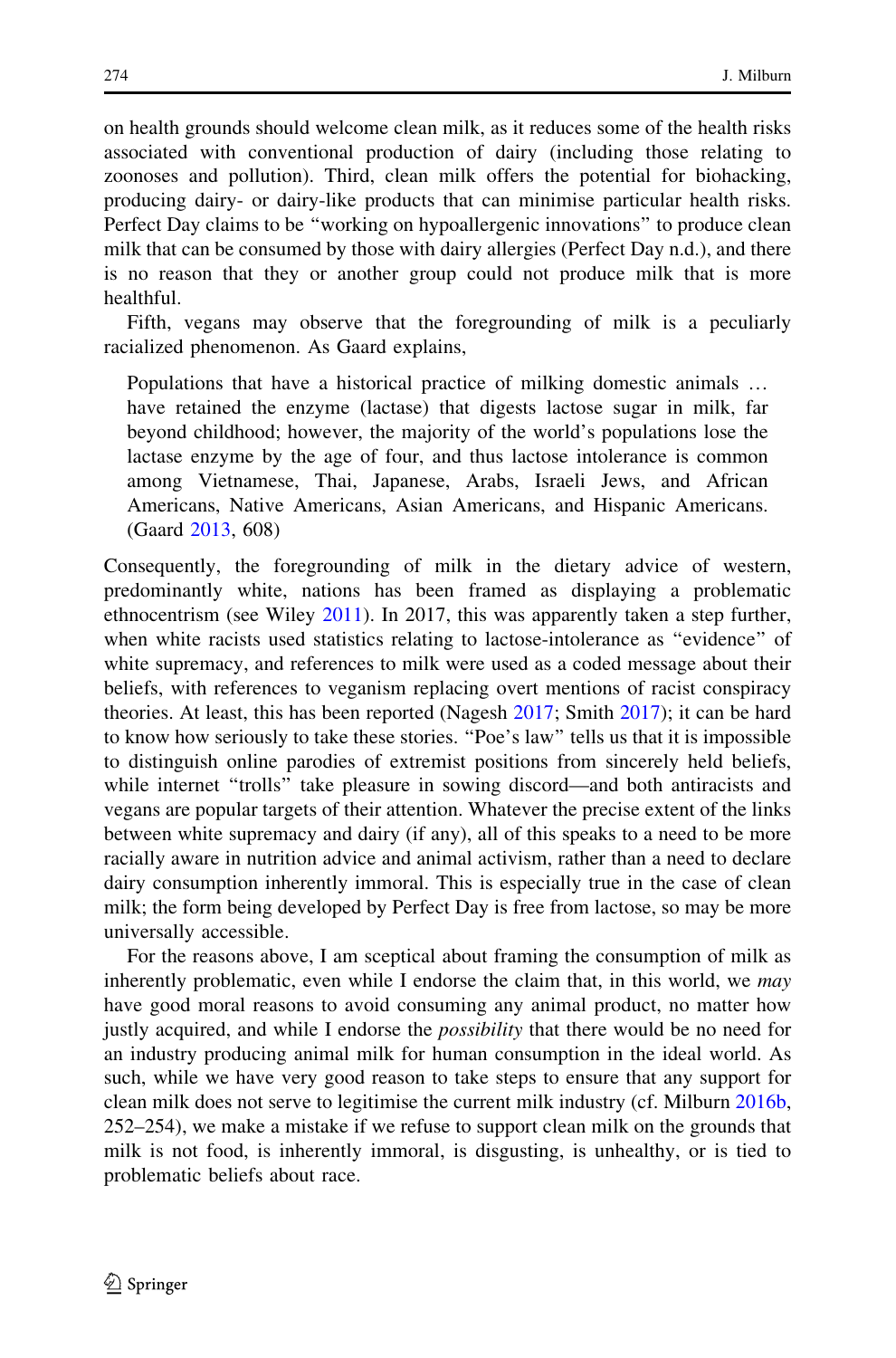on health grounds should welcome clean milk, as it reduces some of the health risks associated with conventional production of dairy (including those relating to zoonoses and pollution). Third, clean milk offers the potential for biohacking, producing dairy- or dairy-like products that can minimise particular health risks. Perfect Day claims to be "working on hypoallergenic innovations" to produce clean milk that can be consumed by those with dairy allergies (Perfect Day n.d.), and there is no reason that they or another group could not produce milk that is more healthful.

Fifth, vegans may observe that the foregrounding of milk is a peculiarly racialized phenomenon. As Gaard explains,

> Populations that have a historical practice of milking domestic animals … have retained the enzyme (lactase) that digests lactose sugar in milk, far beyond childhood; however, the majority of the world's populations lose the lactase enzyme by the age of four, and thus lactose intolerance is common among Vietnamese, Thai, Japanese, Arabs, Israeli Jews, and African Americans, Native Americans, Asian Americans, and Hispanic Americans. (Gaard 2013, 608)

Consequently, the foregrounding of milk in the dietary advice of western, predominantly white, nations has been framed as displaying a problematic ethnocentrism (see Wiley 2011). In 2017, this was apparently taken a step further, when white racists used statistics relating to lactose-intolerance as "evidence" of white supremacy, and references to milk were used as a coded message about their beliefs, with references to veganism replacing overt mentions of racist conspiracy theories. At least, this has been reported (Nagesh 2017; Smith 2017); it can be hard to know how seriously to take these stories. "Poe's law" tells us that it is impossible to distinguish online parodies of extremist positions from sincerely held beliefs, while internet "trolls" take pleasure in sowing discord—and both antiracists and vegans are popular targets of their attention. Whatever the precise extent of the links between white supremacy and dairy (if any), all of this speaks to a need to be more racially aware in nutrition advice and animal activism, rather than a need to declare dairy consumption inherently immoral. This is especially true in the case of clean milk; the form being developed by Perfect Day is free from lactose, so may be more universally accessible.

For the reasons above, I am sceptical about framing the consumption of milk as inherently problematic, even while I endorse the claim that, in this world, we *may* have good moral reasons to avoid consuming any animal product, no matter how justly acquired, and while I endorse the *possibility* that there would be no need for an industry producing animal milk for human consumption in the ideal world. As such, while we have very good reason to take steps to ensure that any support for clean milk does not serve to legitimise the current milk industry (cf. Milburn 2016b, 252–254), we make a mistake if we refuse to support clean milk on the grounds that milk is not food, is inherently immoral, is disgusting, is unhealthy, or is tied to problematic beliefs about race.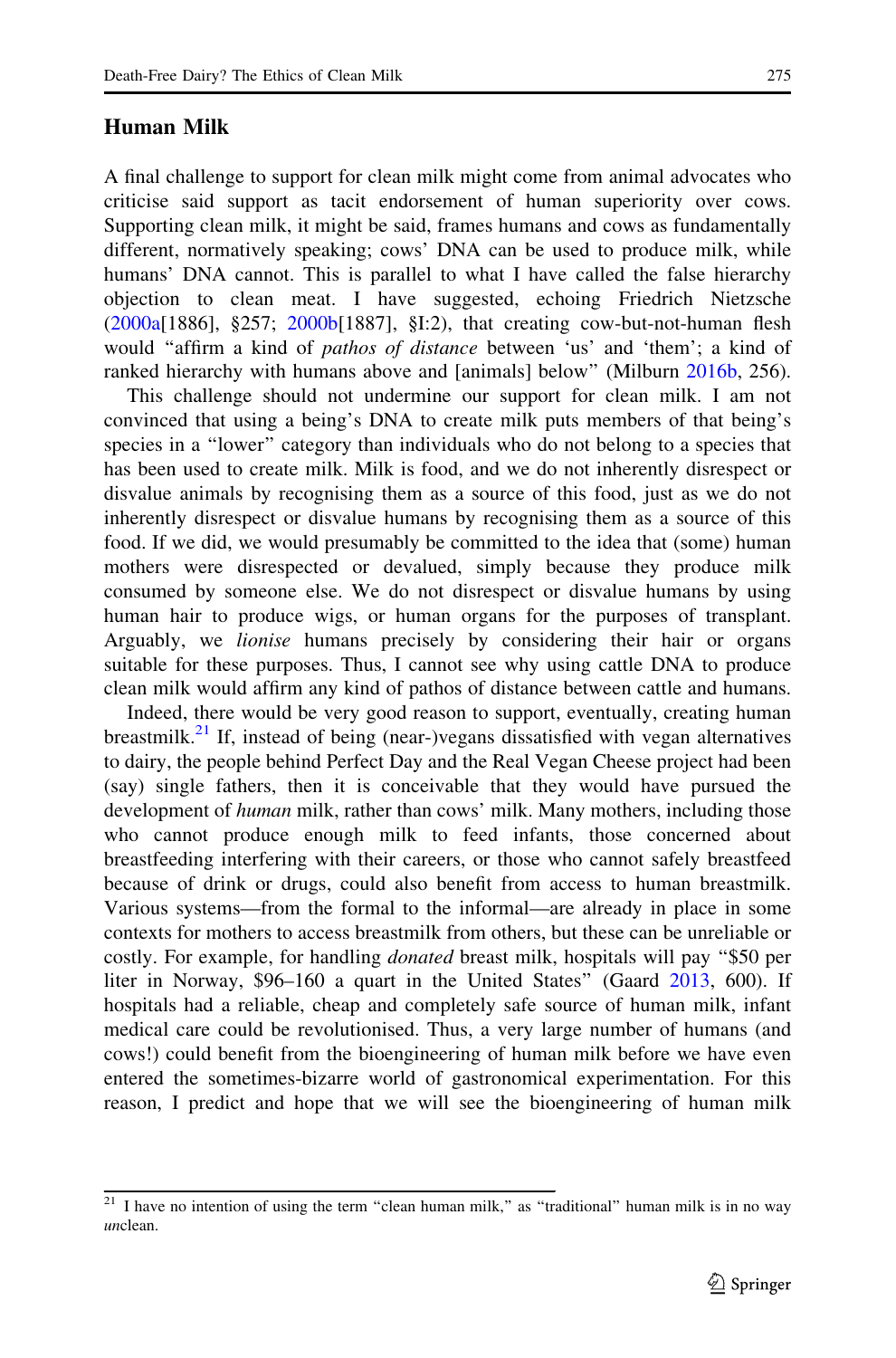## Human Milk

A final challenge to support for clean milk might come from animal advocates who criticise said support as tacit endorsement of human superiority over cows. Supporting clean milk, it might be said, frames humans and cows as fundamentally different, normatively speaking; cows' DNA can be used to produce milk, while humans' DNA cannot. This is parallel to what I have called the false hierarchy objection to clean meat. I have suggested, echoing Friedrich Nietzsche (2000a[1886], §257; 2000b[1887], §I:2), that creating cow-but-not-human flesh would "affirm a kind of *pathos of distance* between 'us' and 'them'; a kind of ranked hierarchy with humans above and [animals] below" (Milburn 2016b, 256).

This challenge should not undermine our support for clean milk. I am not convinced that using a being's DNA to create milk puts members of that being's species in a "lower" category than individuals who do not belong to a species that has been used to create milk. Milk is food, and we do not inherently disrespect or disvalue animals by recognising them as a source of this food, just as we do not inherently disrespect or disvalue humans by recognising them as a source of this food. If we did, we would presumably be committed to the idea that (some) human mothers were disrespected or devalued, simply because they produce milk consumed by someone else. We do not disrespect or disvalue humans by using human hair to produce wigs, or human organs for the purposes of transplant. Arguably, we *lionise* humans precisely by considering their hair or organs suitable for these purposes. Thus, I cannot see why using cattle DNA to produce clean milk would affirm any kind of pathos of distance between cattle and humans.

Indeed, there would be very good reason to support, eventually, creating human breastmilk.[21] If, instead of being (near-)vegans dissatisfied with vegan alternatives to dairy, the people behind Perfect Day and the Real Vegan Cheese project had been (say) single fathers, then it is conceivable that they would have pursued the development of *human* milk, rather than cows' milk. Many mothers, including those who cannot produce enough milk to feed infants, those concerned about breastfeeding interfering with their careers, or those who cannot safely breastfeed because of drink or drugs, could also benefit from access to human breastmilk. Various systems—from the formal to the informal—are already in place in some contexts for mothers to access breastmilk from others, but these can be unreliable or costly. For example, for handling *donated* breast milk, hospitals will pay "$50 per liter in Norway, $96–160 a quart in the United States" (Gaard 2013, 600). If hospitals had a reliable, cheap and completely safe source of human milk, infant medical care could be revolutionised. Thus, a very large number of humans (and cows!) could benefit from the bioengineering of human milk before we have even entered the sometimes-bizarre world of gastronomical experimentation. For this reason, I predict and hope that we will see the bioengineering of human milk

---

[21] I have no intention of using the term "clean human milk," as "traditional" human milk is in no way *un*clean.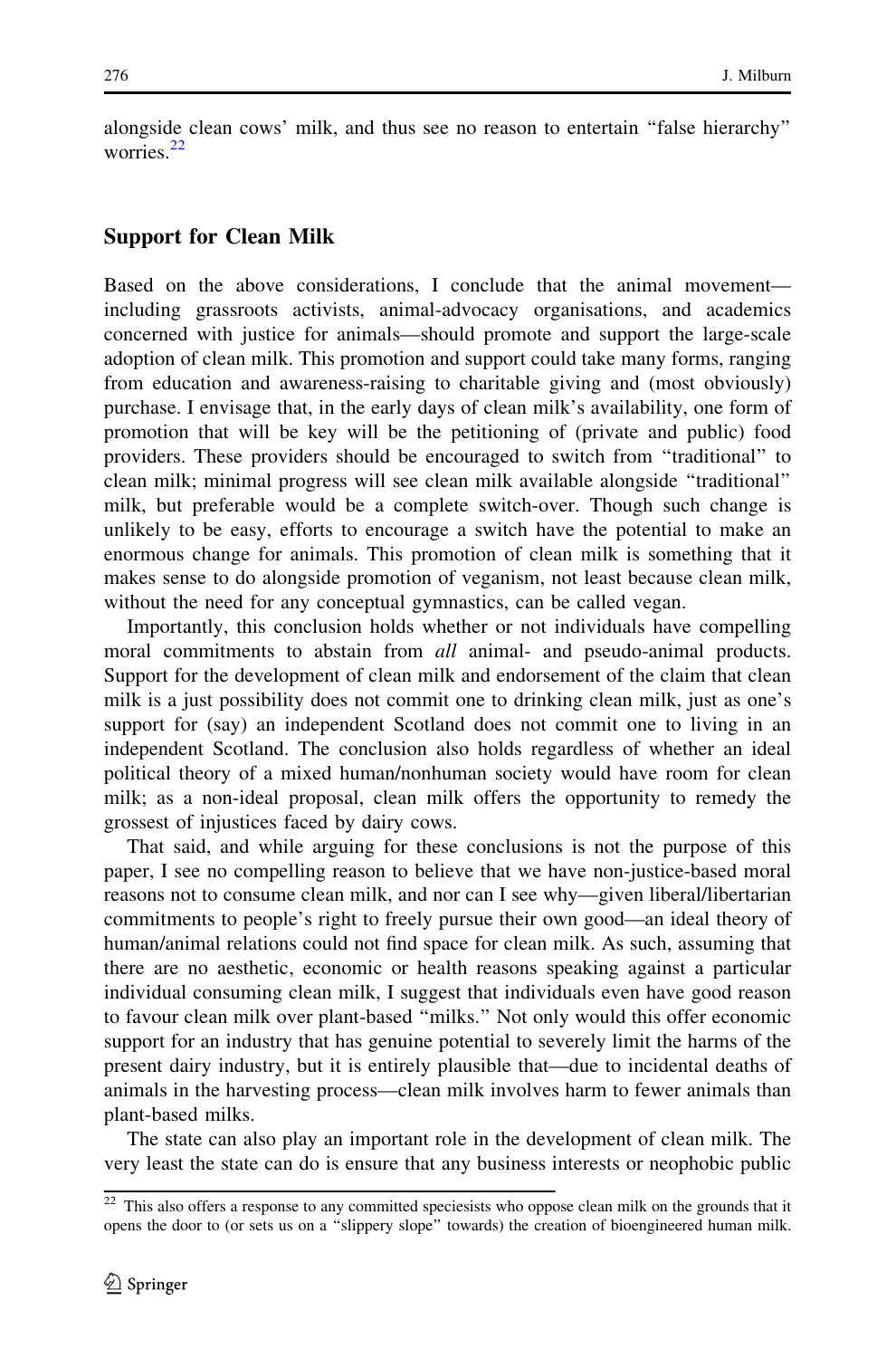alongside clean cows' milk, and thus see no reason to entertain "false hierarchy" worries.[22]

## Support for Clean Milk

Based on the above considerations, I conclude that the animal movement—including grassroots activists, animal-advocacy organisations, and academics concerned with justice for animals—should promote and support the large-scale adoption of clean milk. This promotion and support could take many forms, ranging from education and awareness-raising to charitable giving and (most obviously) purchase. I envisage that, in the early days of clean milk's availability, one form of promotion that will be key will be the petitioning of (private and public) food providers. These providers should be encouraged to switch from "traditional" to clean milk; minimal progress will see clean milk available alongside "traditional" milk, but preferable would be a complete switch-over. Though such change is unlikely to be easy, efforts to encourage a switch have the potential to make an enormous change for animals. This promotion of clean milk is something that it makes sense to do alongside promotion of veganism, not least because clean milk, without the need for any conceptual gymnastics, can be called vegan.

Importantly, this conclusion holds whether or not individuals have compelling moral commitments to abstain from *all* animal- and pseudo-animal products. Support for the development of clean milk and endorsement of the claim that clean milk is a just possibility does not commit one to drinking clean milk, just as one's support for (say) an independent Scotland does not commit one to living in an independent Scotland. The conclusion also holds regardless of whether an ideal political theory of a mixed human/nonhuman society would have room for clean milk; as a non-ideal proposal, clean milk offers the opportunity to remedy the grossest of injustices faced by dairy cows.

That said, and while arguing for these conclusions is not the purpose of this paper, I see no compelling reason to believe that we have non-justice-based moral reasons not to consume clean milk, and nor can I see why—given liberal/libertarian commitments to people's right to freely pursue their own good—an ideal theory of human/animal relations could not find space for clean milk. As such, assuming that there are no aesthetic, economic or health reasons speaking against a particular individual consuming clean milk, I suggest that individuals even have good reason to favour clean milk over plant-based "milks." Not only would this offer economic support for an industry that has genuine potential to severely limit the harms of the present dairy industry, but it is entirely plausible that—due to incidental deaths of animals in the harvesting process—clean milk involves harm to fewer animals than plant-based milks.

The state can also play an important role in the development of clean milk. The very least the state can do is ensure that any business interests or neophobic public

[22] This also offers a response to any committed speciesists who oppose clean milk on the grounds that it opens the door to (or sets us on a "slippery slope" towards) the creation of bioengineered human milk.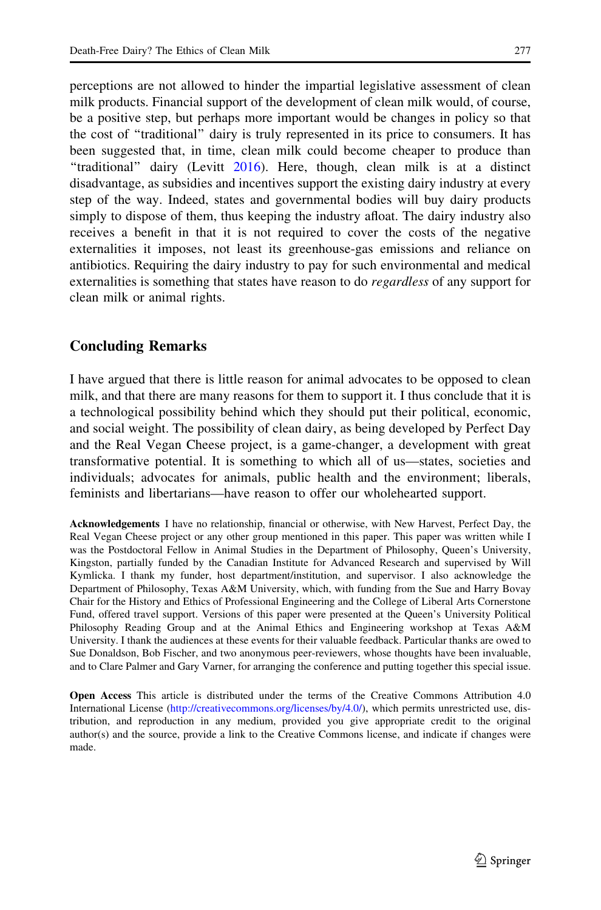perceptions are not allowed to hinder the impartial legislative assessment of clean milk products. Financial support of the development of clean milk would, of course, be a positive step, but perhaps more important would be changes in policy so that the cost of "traditional" dairy is truly represented in its price to consumers. It has been suggested that, in time, clean milk could become cheaper to produce than "traditional" dairy (Levitt 2016). Here, though, clean milk is at a distinct disadvantage, as subsidies and incentives support the existing dairy industry at every step of the way. Indeed, states and governmental bodies will buy dairy products simply to dispose of them, thus keeping the industry afloat. The dairy industry also receives a benefit in that it is not required to cover the costs of the negative externalities it imposes, not least its greenhouse-gas emissions and reliance on antibiotics. Requiring the dairy industry to pay for such environmental and medical externalities is something that states have reason to do *regardless* of any support for clean milk or animal rights.

## Concluding Remarks

I have argued that there is little reason for animal advocates to be opposed to clean milk, and that there are many reasons for them to support it. I thus conclude that it is a technological possibility behind which they should put their political, economic, and social weight. The possibility of clean dairy, as being developed by Perfect Day and the Real Vegan Cheese project, is a game-changer, a development with great transformative potential. It is something to which all of us—states, societies and individuals; advocates for animals, public health and the environment; liberals, feminists and libertarians—have reason to offer our wholehearted support.

**Acknowledgements** I have no relationship, financial or otherwise, with New Harvest, Perfect Day, the Real Vegan Cheese project or any other group mentioned in this paper. This paper was written while I was the Postdoctoral Fellow in Animal Studies in the Department of Philosophy, Queen's University, Kingston, partially funded by the Canadian Institute for Advanced Research and supervised by Will Kymlicka. I thank my funder, host department/institution, and supervisor. I also acknowledge the Department of Philosophy, Texas A&M University, which, with funding from the Sue and Harry Bovay Chair for the History and Ethics of Professional Engineering and the College of Liberal Arts Cornerstone Fund, offered travel support. Versions of this paper were presented at the Queen's University Political Philosophy Reading Group and at the Animal Ethics and Engineering workshop at Texas A&M University. I thank the audiences at these events for their valuable feedback. Particular thanks are owed to Sue Donaldson, Bob Fischer, and two anonymous peer-reviewers, whose thoughts have been invaluable, and to Clare Palmer and Gary Varner, for arranging the conference and putting together this special issue.

**Open Access** This article is distributed under the terms of the Creative Commons Attribution 4.0 International License (http://creativecommons.org/licenses/by/4.0/), which permits unrestricted use, distribution, and reproduction in any medium, provided you give appropriate credit to the original author(s) and the source, provide a link to the Creative Commons license, and indicate if changes were made.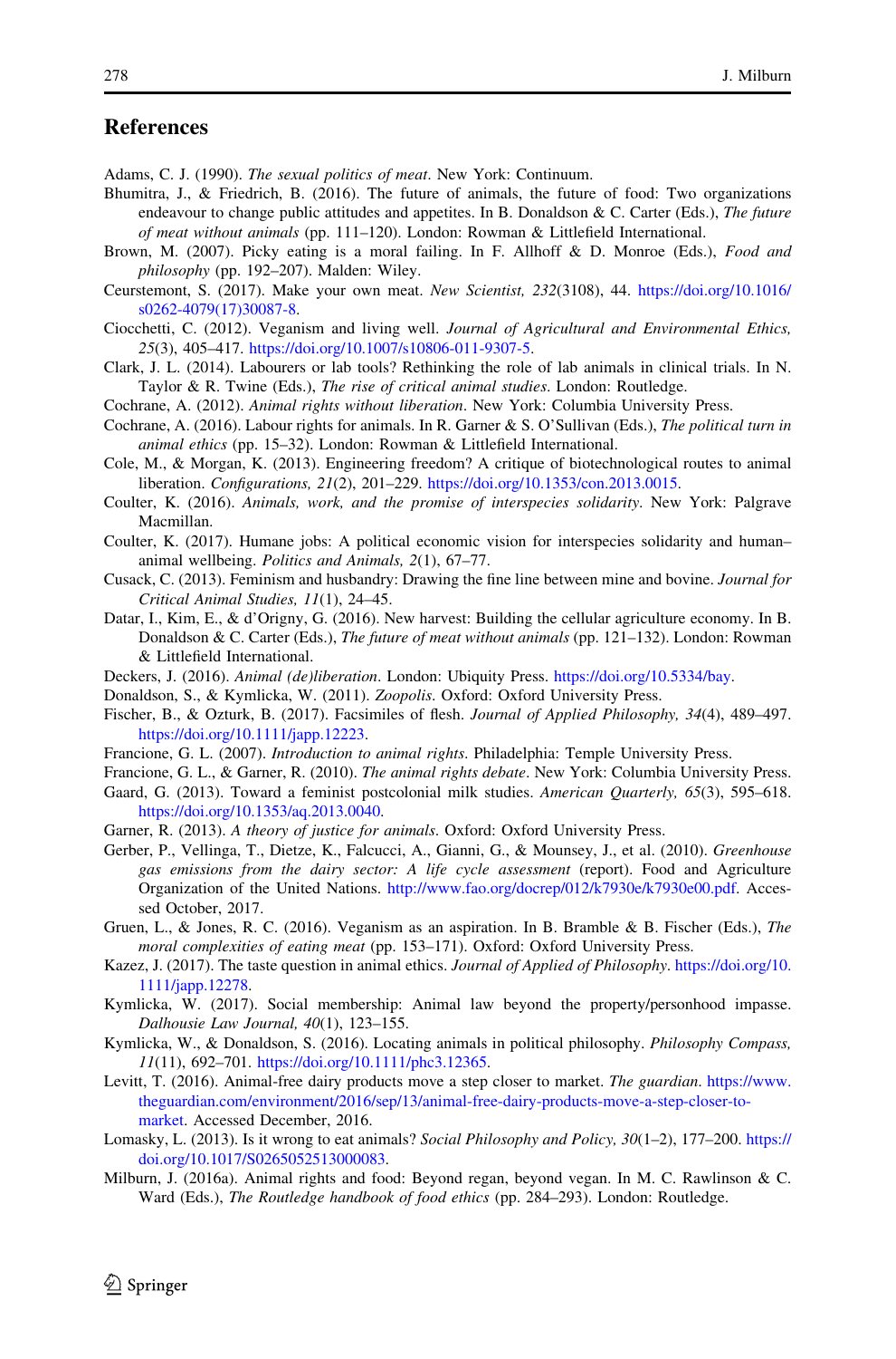## References

Adams, C. J. (1990). *The sexual politics of meat*. New York: Continuum.

Bhumitra, J., & Friedrich, B. (2016). The future of animals, the future of food: Two organizations endeavour to change public attitudes and appetites. In B. Donaldson & C. Carter (Eds.), *The future of meat without animals* (pp. 111–120). London: Rowman & Littlefield International.

Brown, M. (2007). Picky eating is a moral failing. In F. Allhoff & D. Monroe (Eds.), *Food and philosophy* (pp. 192–207). Malden: Wiley.

Ceurstemont, S. (2017). Make your own meat. *New Scientist, 232*(3108), 44. https://doi.org/10.1016/s0262-4079(17)30087-8.

Ciocchetti, C. (2012). Veganism and living well. *Journal of Agricultural and Environmental Ethics, 25*(3), 405–417. https://doi.org/10.1007/s10806-011-9307-5.

Clark, J. L. (2014). Labourers or lab tools? Rethinking the role of lab animals in clinical trials. In N. Taylor & R. Twine (Eds.), *The rise of critical animal studies*. London: Routledge.

Cochrane, A. (2012). *Animal rights without liberation*. New York: Columbia University Press.

Cochrane, A. (2016). Labour rights for animals. In R. Garner & S. O'Sullivan (Eds.), *The political turn in animal ethics* (pp. 15–32). London: Rowman & Littlefield International.

Cole, M., & Morgan, K. (2013). Engineering freedom? A critique of biotechnological routes to animal liberation. *Configurations, 21*(2), 201–229. https://doi.org/10.1353/con.2013.0015.

Coulter, K. (2016). *Animals, work, and the promise of interspecies solidarity*. New York: Palgrave Macmillan.

Coulter, K. (2017). Humane jobs: A political economic vision for interspecies solidarity and human–animal wellbeing. *Politics and Animals, 2*(1), 67–77.

Cusack, C. (2013). Feminism and husbandry: Drawing the fine line between mine and bovine. *Journal for Critical Animal Studies, 11*(1), 24–45.

Datar, I., Kim, E., & d'Origny, G. (2016). New harvest: Building the cellular agriculture economy. In B. Donaldson & C. Carter (Eds.), *The future of meat without animals* (pp. 121–132). London: Rowman & Littlefield International.

Deckers, J. (2016). *Animal (de)liberation*. London: Ubiquity Press. https://doi.org/10.5334/bay.

Donaldson, S., & Kymlicka, W. (2011). *Zoopolis*. Oxford: Oxford University Press.

Fischer, B., & Ozturk, B. (2017). Facsimiles of flesh. *Journal of Applied Philosophy, 34*(4), 489–497. https://doi.org/10.1111/japp.12223.

Francione, G. L. (2007). *Introduction to animal rights*. Philadelphia: Temple University Press.

Francione, G. L., & Garner, R. (2010). *The animal rights debate*. New York: Columbia University Press.

Gaard, G. (2013). Toward a feminist postcolonial milk studies. *American Quarterly, 65*(3), 595–618. https://doi.org/10.1353/aq.2013.0040.

Garner, R. (2013). *A theory of justice for animals*. Oxford: Oxford University Press.

Gerber, P., Vellinga, T., Dietze, K., Falcucci, A., Gianni, G., & Mounsey, J., et al. (2010). *Greenhouse gas emissions from the dairy sector: A life cycle assessment* (report). Food and Agriculture Organization of the United Nations. http://www.fao.org/docrep/012/k7930e/k7930e00.pdf. Accessed October, 2017.

Gruen, L., & Jones, R. C. (2016). Veganism as an aspiration. In B. Bramble & B. Fischer (Eds.), *The moral complexities of eating meat* (pp. 153–171). Oxford: Oxford University Press.

Kazez, J. (2017). The taste question in animal ethics. *Journal of Applied of Philosophy*. https://doi.org/10.1111/japp.12278.

Kymlicka, W. (2017). Social membership: Animal law beyond the property/personhood impasse. *Dalhousie Law Journal, 40*(1), 123–155.

Kymlicka, W., & Donaldson, S. (2016). Locating animals in political philosophy. *Philosophy Compass, 11*(11), 692–701. https://doi.org/10.1111/phc3.12365.

Levitt, T. (2016). Animal-free dairy products move a step closer to market. *The guardian*. https://www.theguardian.com/environment/2016/sep/13/animal-free-dairy-products-move-a-step-closer-to-market. Accessed December, 2016.

Lomasky, L. (2013). Is it wrong to eat animals? *Social Philosophy and Policy, 30*(1–2), 177–200. https://doi.org/10.1017/S0265052513000083.

Milburn, J. (2016a). Animal rights and food: Beyond regan, beyond vegan. In M. C. Rawlinson & C. Ward (Eds.), *The Routledge handbook of food ethics* (pp. 284–293). London: Routledge.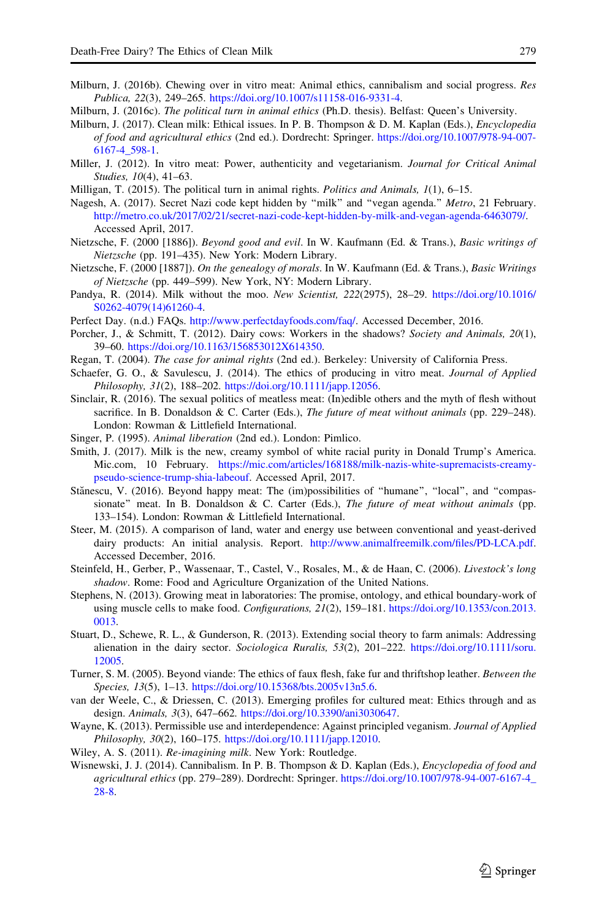Milburn, J. (2016b). Chewing over in vitro meat: Animal ethics, cannibalism and social progress. *Res Publica, 22*(3), 249–265. https://doi.org/10.1007/s11158-016-9331-4.

Milburn, J. (2016c). *The political turn in animal ethics* (Ph.D. thesis). Belfast: Queen's University.

Milburn, J. (2017). Clean milk: Ethical issues. In P. B. Thompson & D. M. Kaplan (Eds.), *Encyclopedia of food and agricultural ethics* (2nd ed.). Dordrecht: Springer. https://doi.org/10.1007/978-94-007-6167-4_598-1.

Miller, J. (2012). In vitro meat: Power, authenticity and vegetarianism. *Journal for Critical Animal Studies, 10*(4), 41–63.

Milligan, T. (2015). The political turn in animal rights. *Politics and Animals, 1*(1), 6–15.

Nagesh, A. (2017). Secret Nazi code kept hidden by "milk" and "vegan agenda." *Metro*, 21 February. http://metro.co.uk/2017/02/21/secret-nazi-code-kept-hidden-by-milk-and-vegan-agenda-6463079/. Accessed April, 2017.

Nietzsche, F. (2000 [1886]). *Beyond good and evil*. In W. Kaufmann (Ed. & Trans.), *Basic writings of Nietzsche* (pp. 191–435). New York: Modern Library.

Nietzsche, F. (2000 [1887]). *On the genealogy of morals*. In W. Kaufmann (Ed. & Trans.), *Basic Writings of Nietzsche* (pp. 449–599). New York, NY: Modern Library.

Pandya, R. (2014). Milk without the moo. *New Scientist, 222*(2975), 28–29. https://doi.org/10.1016/S0262-4079(14)61260-4.

Perfect Day. (n.d.) FAQs. http://www.perfectdayfoods.com/faq/. Accessed December, 2016.

Porcher, J., & Schmitt, T. (2012). Dairy cows: Workers in the shadows? *Society and Animals, 20*(1), 39–60. https://doi.org/10.1163/156853012X614350.

Regan, T. (2004). *The case for animal rights* (2nd ed.). Berkeley: University of California Press.

Schaefer, G. O., & Savulescu, J. (2014). The ethics of producing in vitro meat. *Journal of Applied Philosophy, 31*(2), 188–202. https://doi.org/10.1111/japp.12056.

Sinclair, R. (2016). The sexual politics of meatless meat: (In)edible others and the myth of flesh without sacrifice. In B. Donaldson & C. Carter (Eds.), *The future of meat without animals* (pp. 229–248). London: Rowman & Littlefield International.

Singer, P. (1995). *Animal liberation* (2nd ed.). London: Pimlico.

Smith, J. (2017). Milk is the new, creamy symbol of white racial purity in Donald Trump's America. Mic.com, 10 February. https://mic.com/articles/168188/milk-nazis-white-supremacists-creamy-pseudo-science-trump-shia-labeouf. Accessed April, 2017.

Stănescu, V. (2016). Beyond happy meat: The (im)possibilities of "humane", "local", and "compassionate" meat. In B. Donaldson & C. Carter (Eds.), *The future of meat without animals* (pp. 133–154). London: Rowman & Littlefield International.

Steer, M. (2015). A comparison of land, water and energy use between conventional and yeast-derived dairy products: An initial analysis. Report. http://www.animalfreemilk.com/files/PD-LCA.pdf. Accessed December, 2016.

Steinfeld, H., Gerber, P., Wassenaar, T., Castel, V., Rosales, M., & de Haan, C. (2006). *Livestock's long shadow*. Rome: Food and Agriculture Organization of the United Nations.

Stephens, N. (2013). Growing meat in laboratories: The promise, ontology, and ethical boundary-work of using muscle cells to make food. *Configurations, 21*(2), 159–181. https://doi.org/10.1353/con.2013.0013.

Stuart, D., Schewe, R. L., & Gunderson, R. (2013). Extending social theory to farm animals: Addressing alienation in the dairy sector. *Sociologica Ruralis, 53*(2), 201–222. https://doi.org/10.1111/soru.12005.

Turner, S. M. (2005). Beyond viande: The ethics of faux flesh, fake fur and thriftshop leather. *Between the Species, 13*(5), 1–13. https://doi.org/10.15368/bts.2005v13n5.6.

van der Weele, C., & Driessen, C. (2013). Emerging profiles for cultured meat: Ethics through and as design. *Animals, 3*(3), 647–662. https://doi.org/10.3390/ani3030647.

Wayne, K. (2013). Permissible use and interdependence: Against principled veganism. *Journal of Applied Philosophy, 30*(2), 160–175. https://doi.org/10.1111/japp.12010.

Wiley, A. S. (2011). *Re-imagining milk*. New York: Routledge.

Wisnewski, J. J. (2014). Cannibalism. In P. B. Thompson & D. Kaplan (Eds.), *Encyclopedia of food and agricultural ethics* (pp. 279–289). Dordrecht: Springer. https://doi.org/10.1007/978-94-007-6167-4_28-8.